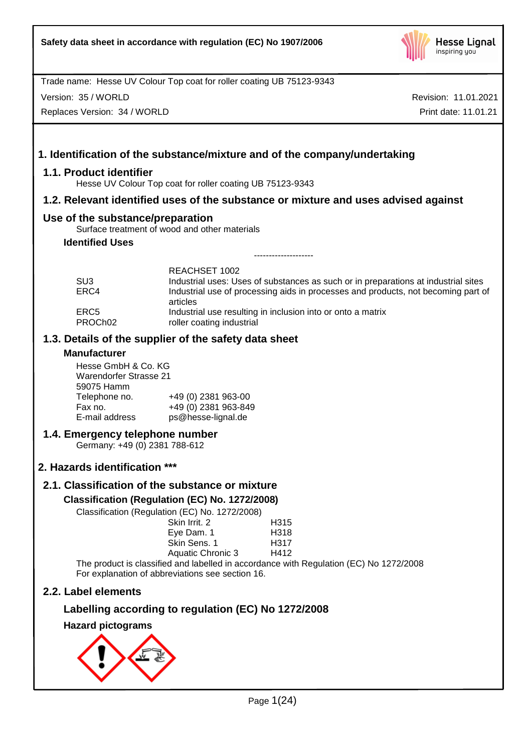Safety data sheet in accordance with regulation (EC) No 1907/2006

Trade name: Hesse UV Colour Top coat for roller coating UB 75123-9343

Version: 35 / WORLD | Revision: 11.01.2021

Replaces Version: 34 / WORLD | Print date: 11.01.21

# 1. Identification of the substance/mixture and of the company/undertaking

## 1.1. Product identifier

Hesse UV Colour Top coat for roller coating UB 75123-9343

## 1.2. Relevant identified uses of the substance or mixture and uses advised against

## Use of the substance/preparation

Surface treatment of wood and other materials

### Identified Uses

--------------------

| | REACHSET 1002 |
|---|---|
| SU3 | Industrial uses: Uses of substances as such or in preparations at industrial sites |
| ERC4 | Industrial use of processing aids in processes and products, not becoming part of articles |
| ERC5 | Industrial use resulting in inclusion into or onto a matrix |
| PROCh02 | roller coating industrial |

## 1.3. Details of the supplier of the safety data sheet

### Manufacturer

Hesse GmbH & Co. KG
Warendorfer Strasse 21
59075 Hamm

| | |
|---|---|
| Telephone no. | +49 (0) 2381 963-00 |
| Fax no. | +49 (0) 2381 963-849 |
| E-mail address | ps@hesse-lignal.de |

## 1.4. Emergency telephone number

Germany: +49 (0) 2381 788-612

# 2. Hazards identification ***

## 2.1. Classification of the substance or mixture

### Classification (Regulation (EC) No. 1272/2008)

Classification (Regulation (EC) No. 1272/2008)

| | |
|---|---|
| Skin Irrit. 2 | H315 |
| Eye Dam. 1 | H318 |
| Skin Sens. 1 | H317 |
| Aquatic Chronic 3 | H412 |

The product is classified and labelled in accordance with Regulation (EC) No 1272/2008
For explanation of abbreviations see section 16.

## 2.2. Label elements

### Labelling according to regulation (EC) No 1272/2008

### Hazard pictograms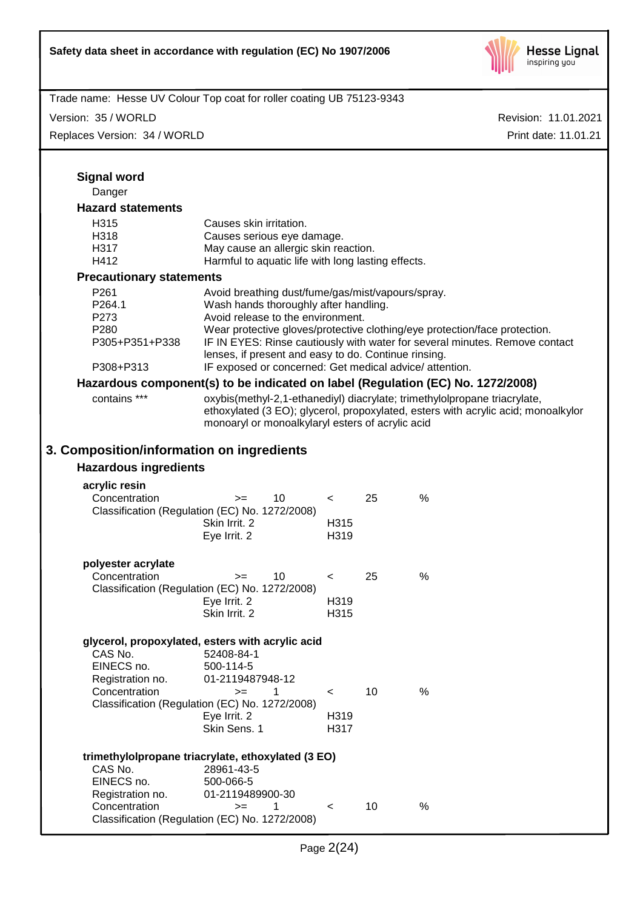**Signal word**

Danger

**Hazard statements**

| | |
|---|---|
| H315 | Causes skin irritation. |
| H318 | Causes serious eye damage. |
| H317 | May cause an allergic skin reaction. |
| H412 | Harmful to aquatic life with long lasting effects. |

**Precautionary statements**

| | |
|---|---|
| P261 | Avoid breathing dust/fume/gas/mist/vapours/spray. |
| P264.1 | Wash hands thoroughly after handling. |
| P273 | Avoid release to the environment. |
| P280 | Wear protective gloves/protective clothing/eye protection/face protection. |
| P305+P351+P338 | IF IN EYES: Rinse cautiously with water for several minutes. Remove contact lenses, if present and easy to do. Continue rinsing. |
| P308+P313 | IF exposed or concerned: Get medical advice/ attention. |

**Hazardous component(s) to be indicated on label (Regulation (EC) No. 1272/2008)**

| | |
|---|---|
| contains *** | oxybis(methyl-2,1-ethanediyl) diacrylate; trimethylolpropane triacrylate, ethoxylated (3 EO); glycerol, propoxylated, esters with acrylic acid; monoalkylor monoaryl or monoalkylaryl esters of acrylic acid |

## 3. Composition/information on ingredients

### Hazardous ingredients

**acrylic resin**

Concentration >= 10 < 25 %

Classification (Regulation (EC) No. 1272/2008)

| | |
|---|---|
| Skin Irrit. 2 | H315 |
| Eye Irrit. 2 | H319 |

**polyester acrylate**

Concentration >= 10 < 25 %

Classification (Regulation (EC) No. 1272/2008)

| | |
|---|---|
| Eye Irrit. 2 | H319 |
| Skin Irrit. 2 | H315 |

**glycerol, propoxylated, esters with acrylic acid**

| | |
|---|---|
| CAS No. | 52408-84-1 |
| EINECS no. | 500-114-5 |
| Registration no. | 01-2119487948-12 |
| Concentration | >= 1 < 10 % |

Classification (Regulation (EC) No. 1272/2008)

| | |
|---|---|
| Eye Irrit. 2 | H319 |
| Skin Sens. 1 | H317 |

**trimethylolpropane triacrylate, ethoxylated (3 EO)**

| | |
|---|---|
| CAS No. | 28961-43-5 |
| EINECS no. | 500-066-5 |
| Registration no. | 01-2119489900-30 |
| Concentration | >= 1 < 10 % |

Classification (Regulation (EC) No. 1272/2008)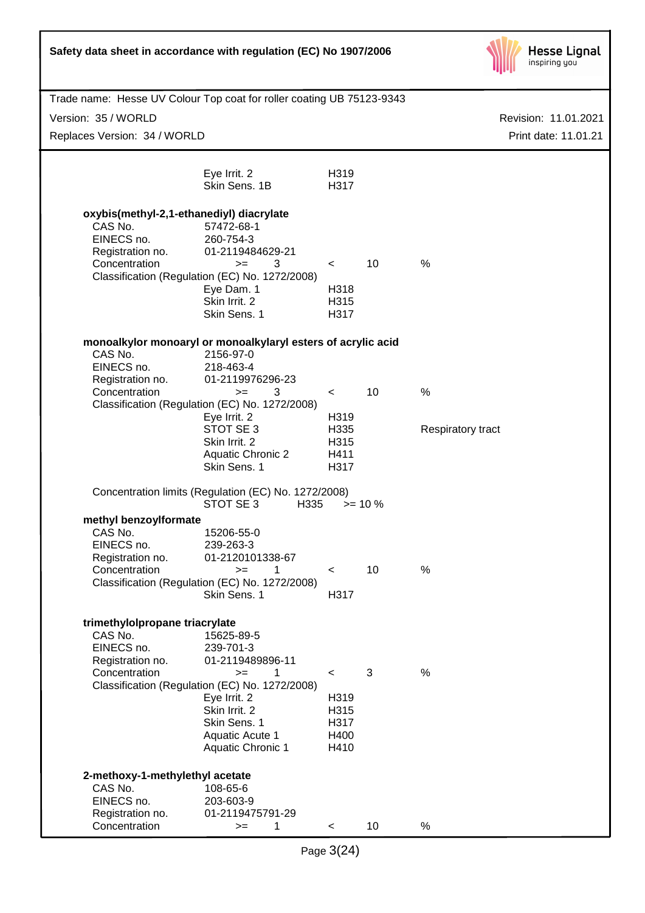| | | | | |
|---|---|---|---|---|
| | Eye Irrit. 2 | H319 | | |
| | Skin Sens. 1B | H317 | | |

**oxybis(methyl-2,1-ethanediyl) diacrylate**

| | | | | |
|---|---|---|---|---|
| CAS No. | 57472-68-1 | | | |
| EINECS no. | 260-754-3 | | | |
| Registration no. | 01-2119484629-21 | | | |
| Concentration | >= 3 | < | 10 | % |

Classification (Regulation (EC) No. 1272/2008)

| | | |
|---|---|---|
| Eye Dam. 1 | H318 | |
| Skin Irrit. 2 | H315 | |
| Skin Sens. 1 | H317 | |

**monoalkylor monoaryl or monoalkylaryl esters of acrylic acid**

| | | | | |
|---|---|---|---|---|
| CAS No. | 2156-97-0 | | | |
| EINECS no. | 218-463-4 | | | |
| Registration no. | 01-2119976296-23 | | | |
| Concentration | >= 3 | < | 10 | % |

Classification (Regulation (EC) No. 1272/2008)

| | | |
|---|---|---|
| Eye Irrit. 2 | H319 | |
| STOT SE 3 | H335 | Respiratory tract |
| Skin Irrit. 2 | H315 | |
| Aquatic Chronic 2 | H411 | |
| Skin Sens. 1 | H317 | |

Concentration limits (Regulation (EC) No. 1272/2008)

| | | |
|---|---|---|
| STOT SE 3 | H335 | >= 10 % |

**methyl benzoylformate**

| | | | | |
|---|---|---|---|---|
| CAS No. | 15206-55-0 | | | |
| EINECS no. | 239-263-3 | | | |
| Registration no. | 01-2120101338-67 | | | |
| Concentration | >= 1 | < | 10 | % |

Classification (Regulation (EC) No. 1272/2008)

| | |
|---|---|
| Skin Sens. 1 | H317 |

**trimethylolpropane triacrylate**

| | | | | |
|---|---|---|---|---|
| CAS No. | 15625-89-5 | | | |
| EINECS no. | 239-701-3 | | | |
| Registration no. | 01-2119489896-11 | | | |
| Concentration | >= 1 | < | 3 | % |

Classification (Regulation (EC) No. 1272/2008)

| | |
|---|---|
| Eye Irrit. 2 | H319 |
| Skin Irrit. 2 | H315 |
| Skin Sens. 1 | H317 |
| Aquatic Acute 1 | H400 |
| Aquatic Chronic 1 | H410 |

**2-methoxy-1-methylethyl acetate**

| | | | | |
|---|---|---|---|---|
| CAS No. | 108-65-6 | | | |
| EINECS no. | 203-603-9 | | | |
| Registration no. | 01-2119475791-29 | | | |
| Concentration | >= 1 | < | 10 | % |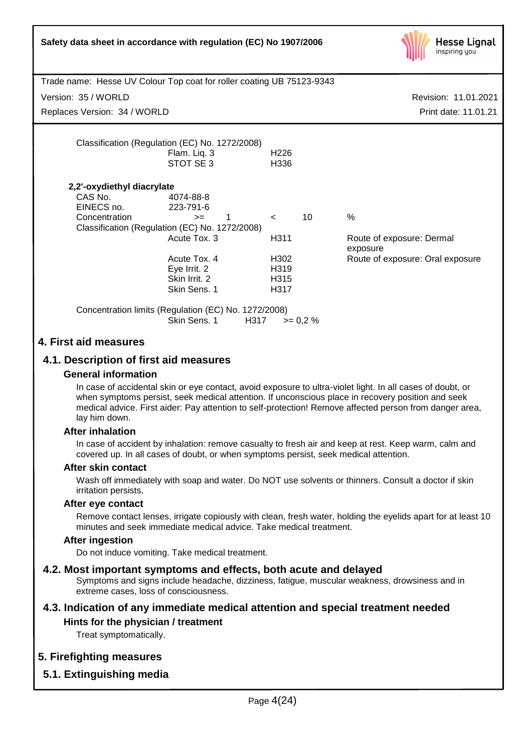Classification (Regulation (EC) No. 1272/2008)

| | | |
|---|---|---|
| Flam. Liq. 3 | H226 | |
| STOT SE 3 | H336 | |

**2,2'-oxydiethyl diacrylate**

| | | | | | |
|---|---|---|---|---|---|
| CAS No. | 4074-88-8 | | | | |
| EINECS no. | 223-791-6 | | | | |
| Concentration | >= | 1 | < | 10 | % |

Classification (Regulation (EC) No. 1272/2008)

| | | |
|---|---|---|
| Acute Tox. 3 | H311 | Route of exposure: Dermal exposure |
| Acute Tox. 4 | H302 | Route of exposure: Oral exposure |
| Eye Irrit. 2 | H319 | |
| Skin Irrit. 2 | H315 | |
| Skin Sens. 1 | H317 | |

Concentration limits (Regulation (EC) No. 1272/2008)

| | | |
|---|---|---|
| Skin Sens. 1 | H317 | >= 0,2 % |

## 4. First aid measures

### 4.1. Description of first aid measures

**General information**

In case of accidental skin or eye contact, avoid exposure to ultra-violet light. In all cases of doubt, or when symptoms persist, seek medical attention. If unconscious place in recovery position and seek medical advice. First aider: Pay attention to self-protection! Remove affected person from danger area, lay him down.

**After inhalation**

In case of accident by inhalation: remove casualty to fresh air and keep at rest. Keep warm, calm and covered up. In all cases of doubt, or when symptoms persist, seek medical attention.

**After skin contact**

Wash off immediately with soap and water. Do NOT use solvents or thinners. Consult a doctor if skin irritation persists.

**After eye contact**

Remove contact lenses, irrigate copiously with clean, fresh water, holding the eyelids apart for at least 10 minutes and seek immediate medical advice. Take medical treatment.

**After ingestion**

Do not induce vomiting. Take medical treatment.

### 4.2. Most important symptoms and effects, both acute and delayed

Symptoms and signs include headache, dizziness, fatigue, muscular weakness, drowsiness and in extreme cases, loss of consciousness.

### 4.3. Indication of any immediate medical attention and special treatment needed

**Hints for the physician / treatment**

Treat symptomatically.

## 5. Firefighting measures

### 5.1. Extinguishing media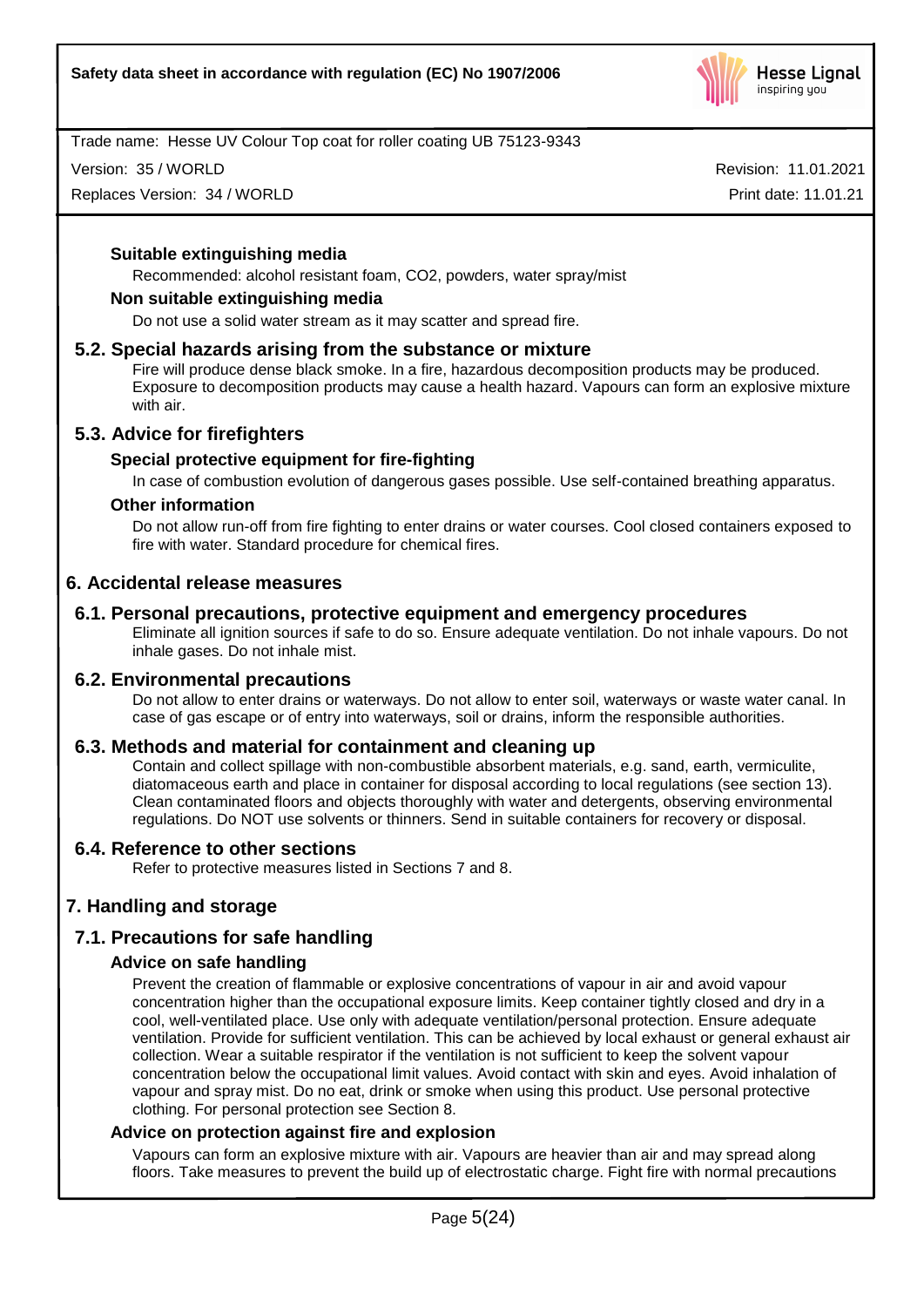### Suitable extinguishing media

Recommended: alcohol resistant foam, $CO_2$, powders, water spray/mist

### Non suitable extinguishing media

Do not use a solid water stream as it may scatter and spread fire.

## 5.2. Special hazards arising from the substance or mixture

Fire will produce dense black smoke. In a fire, hazardous decomposition products may be produced. Exposure to decomposition products may cause a health hazard. Vapours can form an explosive mixture with air.

## 5.3. Advice for firefighters

### Special protective equipment for fire-fighting

In case of combustion evolution of dangerous gases possible. Use self-contained breathing apparatus.

### Other information

Do not allow run-off from fire fighting to enter drains or water courses. Cool closed containers exposed to fire with water. Standard procedure for chemical fires.

# 6. Accidental release measures

## 6.1. Personal precautions, protective equipment and emergency procedures

Eliminate all ignition sources if safe to do so. Ensure adequate ventilation. Do not inhale vapours. Do not inhale gases. Do not inhale mist.

## 6.2. Environmental precautions

Do not allow to enter drains or waterways. Do not allow to enter soil, waterways or waste water canal. In case of gas escape or of entry into waterways, soil or drains, inform the responsible authorities.

## 6.3. Methods and material for containment and cleaning up

Contain and collect spillage with non-combustible absorbent materials, e.g. sand, earth, vermiculite, diatomaceous earth and place in container for disposal according to local regulations (see section 13). Clean contaminated floors and objects thoroughly with water and detergents, observing environmental regulations. Do NOT use solvents or thinners. Send in suitable containers for recovery or disposal.

## 6.4. Reference to other sections

Refer to protective measures listed in Sections 7 and 8.

# 7. Handling and storage

## 7.1. Precautions for safe handling

### Advice on safe handling

Prevent the creation of flammable or explosive concentrations of vapour in air and avoid vapour concentration higher than the occupational exposure limits. Keep container tightly closed and dry in a cool, well-ventilated place. Use only with adequate ventilation/personal protection. Ensure adequate ventilation. Provide for sufficient ventilation. This can be achieved by local exhaust or general exhaust air collection. Wear a suitable respirator if the ventilation is not sufficient to keep the solvent vapour concentration below the occupational limit values. Avoid contact with skin and eyes. Avoid inhalation of vapour and spray mist. Do no eat, drink or smoke when using this product. Use personal protective clothing. For personal protection see Section 8.

### Advice on protection against fire and explosion

Vapours can form an explosive mixture with air. Vapours are heavier than air and may spread along floors. Take measures to prevent the build up of electrostatic charge. Fight fire with normal precautions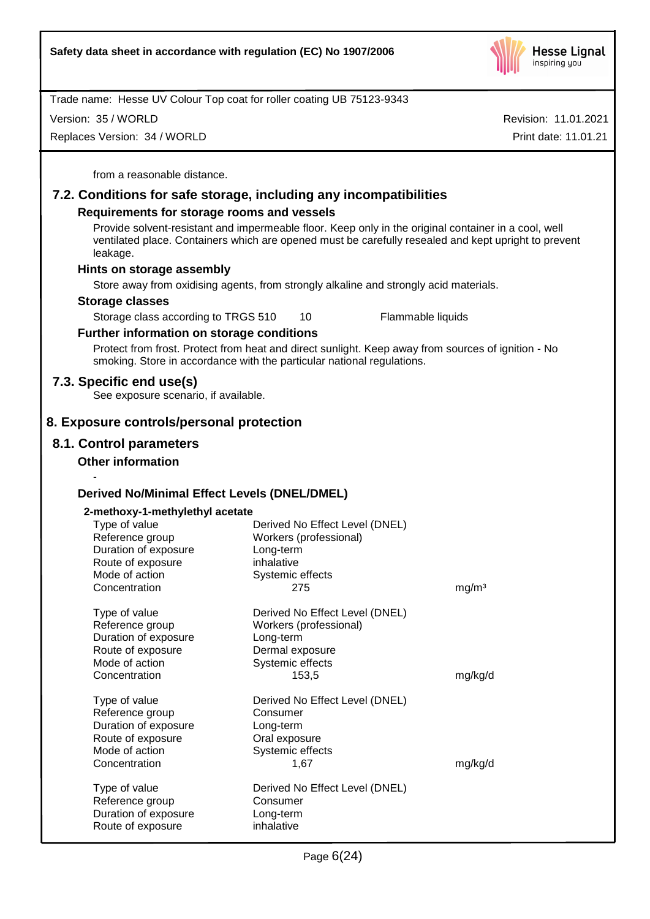from a reasonable distance.

## 7.2. Conditions for safe storage, including any incompatibilities

### Requirements for storage rooms and vessels

Provide solvent-resistant and impermeable floor. Keep only in the original container in a cool, well ventilated place. Containers which are opened must be carefully resealed and kept upright to prevent leakage.

### Hints on storage assembly

Store away from oxidising agents, from strongly alkaline and strongly acid materials.

### Storage classes

| | | |
|---|---|---|
| Storage class according to TRGS 510 | 10 | Flammable liquids |

### Further information on storage conditions

Protect from frost. Protect from heat and direct sunlight. Keep away from sources of ignition - No smoking. Store in accordance with the particular national regulations.

## 7.3. Specific end use(s)

See exposure scenario, if available.

# 8. Exposure controls/personal protection

## 8.1. Control parameters

### Other information

-

### Derived No/Minimal Effect Levels (DNEL/DMEL)

**2-methoxy-1-methylethyl acetate**

| | | |
|---|---|---|
| Type of value | Derived No Effect Level (DNEL) | |
| Reference group | Workers (professional) | |
| Duration of exposure | Long-term | |
| Route of exposure | inhalative | |
| Mode of action | Systemic effects | |
| Concentration | 275 | mg/m³ |

| | | |
|---|---|---|
| Type of value | Derived No Effect Level (DNEL) | |
| Reference group | Workers (professional) | |
| Duration of exposure | Long-term | |
| Route of exposure | Dermal exposure | |
| Mode of action | Systemic effects | |
| Concentration | 153,5 | mg/kg/d |

| | | |
|---|---|---|
| Type of value | Derived No Effect Level (DNEL) | |
| Reference group | Consumer | |
| Duration of exposure | Long-term | |
| Route of exposure | Oral exposure | |
| Mode of action | Systemic effects | |
| Concentration | 1,67 | mg/kg/d |

| | | |
|---|---|---|
| Type of value | Derived No Effect Level (DNEL) | |
| Reference group | Consumer | |
| Duration of exposure | Long-term | |
| Route of exposure | inhalative | |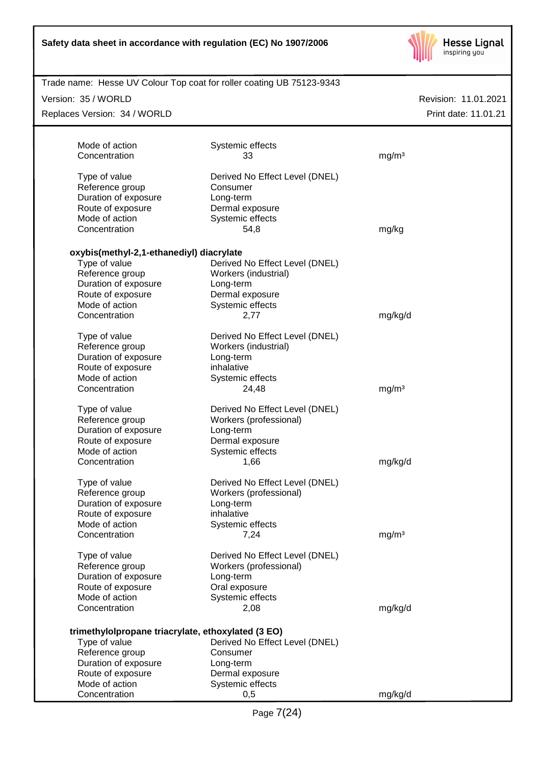| | | |
|---|---|---|
| Mode of action | Systemic effects | |
| Concentration | 33 | mg/m³ |

| | | |
|---|---|---|
| Type of value | Derived No Effect Level (DNEL) | |
| Reference group | Consumer | |
| Duration of exposure | Long-term | |
| Route of exposure | Dermal exposure | |
| Mode of action | Systemic effects | |
| Concentration | 54,8 | mg/kg |

**oxybis(methyl-2,1-ethanediyl) diacrylate**

| | | |
|---|---|---|
| Type of value | Derived No Effect Level (DNEL) | |
| Reference group | Workers (industrial) | |
| Duration of exposure | Long-term | |
| Route of exposure | Dermal exposure | |
| Mode of action | Systemic effects | |
| Concentration | 2,77 | mg/kg/d |

| | | |
|---|---|---|
| Type of value | Derived No Effect Level (DNEL) | |
| Reference group | Workers (industrial) | |
| Duration of exposure | Long-term | |
| Route of exposure | inhalative | |
| Mode of action | Systemic effects | |
| Concentration | 24,48 | mg/m³ |

| | | |
|---|---|---|
| Type of value | Derived No Effect Level (DNEL) | |
| Reference group | Workers (professional) | |
| Duration of exposure | Long-term | |
| Route of exposure | Dermal exposure | |
| Mode of action | Systemic effects | |
| Concentration | 1,66 | mg/kg/d |

| | | |
|---|---|---|
| Type of value | Derived No Effect Level (DNEL) | |
| Reference group | Workers (professional) | |
| Duration of exposure | Long-term | |
| Route of exposure | inhalative | |
| Mode of action | Systemic effects | |
| Concentration | 7,24 | mg/m³ |

| | | |
|---|---|---|
| Type of value | Derived No Effect Level (DNEL) | |
| Reference group | Workers (professional) | |
| Duration of exposure | Long-term | |
| Route of exposure | Oral exposure | |
| Mode of action | Systemic effects | |
| Concentration | 2,08 | mg/kg/d |

**trimethylolpropane triacrylate, ethoxylated (3 EO)**

| | | |
|---|---|---|
| Type of value | Derived No Effect Level (DNEL) | |
| Reference group | Consumer | |
| Duration of exposure | Long-term | |
| Route of exposure | Dermal exposure | |
| Mode of action | Systemic effects | |
| Concentration | 0,5 | mg/kg/d |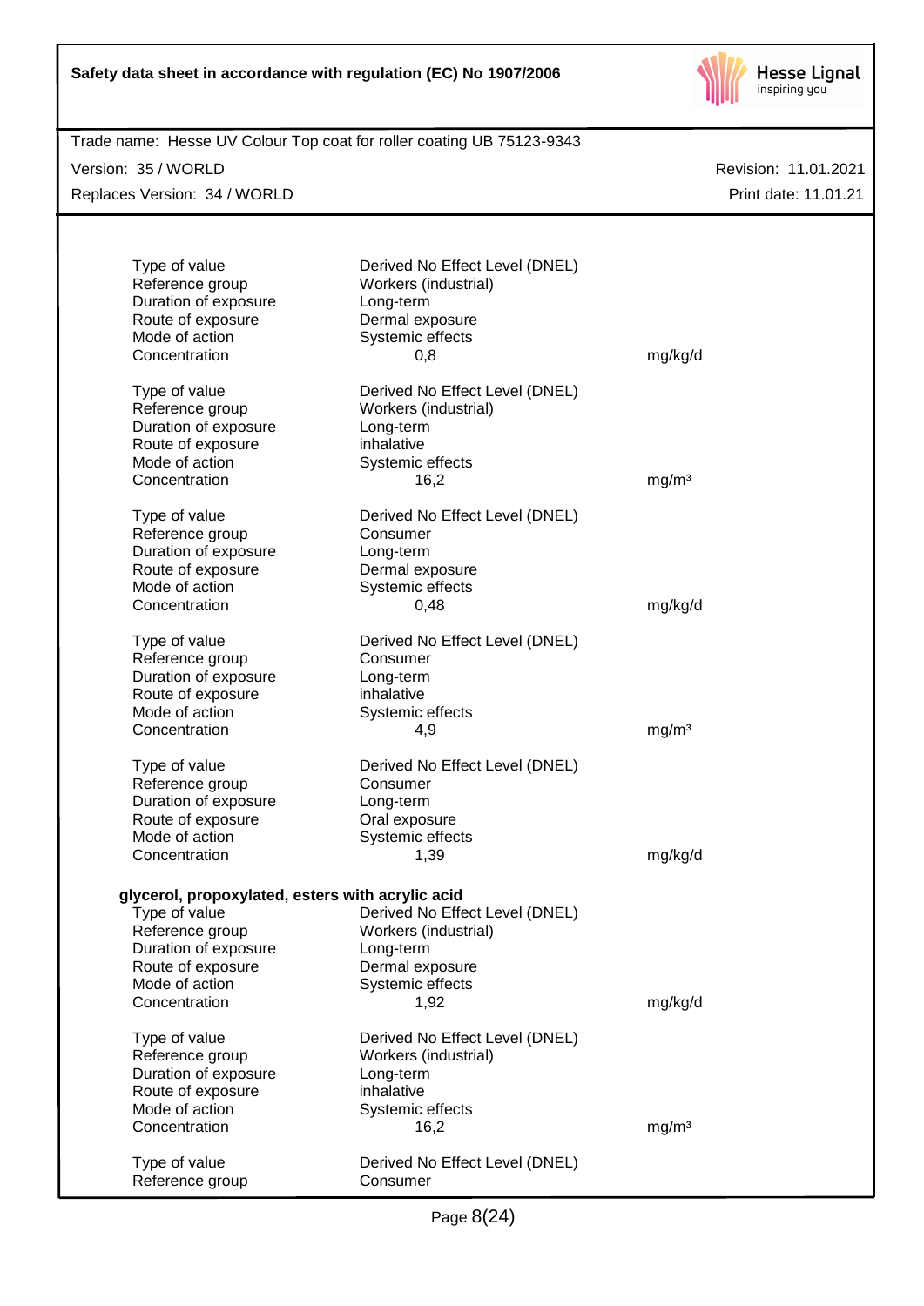| | | |
|---|---|---|
| Type of value | Derived No Effect Level (DNEL) | |
| Reference group | Workers (industrial) | |
| Duration of exposure | Long-term | |
| Route of exposure | Dermal exposure | |
| Mode of action | Systemic effects | |
| Concentration | 0,8 | mg/kg/d |

| | | |
|---|---|---|
| Type of value | Derived No Effect Level (DNEL) | |
| Reference group | Workers (industrial) | |
| Duration of exposure | Long-term | |
| Route of exposure | inhalative | |
| Mode of action | Systemic effects | |
| Concentration | 16,2 | mg/m³ |

| | | |
|---|---|---|
| Type of value | Derived No Effect Level (DNEL) | |
| Reference group | Consumer | |
| Duration of exposure | Long-term | |
| Route of exposure | Dermal exposure | |
| Mode of action | Systemic effects | |
| Concentration | 0,48 | mg/kg/d |

| | | |
|---|---|---|
| Type of value | Derived No Effect Level (DNEL) | |
| Reference group | Consumer | |
| Duration of exposure | Long-term | |
| Route of exposure | inhalative | |
| Mode of action | Systemic effects | |
| Concentration | 4,9 | mg/m³ |

| | | |
|---|---|---|
| Type of value | Derived No Effect Level (DNEL) | |
| Reference group | Consumer | |
| Duration of exposure | Long-term | |
| Route of exposure | Oral exposure | |
| Mode of action | Systemic effects | |
| Concentration | 1,39 | mg/kg/d |

**glycerol, propoxylated, esters with acrylic acid**

| | | |
|---|---|---|
| Type of value | Derived No Effect Level (DNEL) | |
| Reference group | Workers (industrial) | |
| Duration of exposure | Long-term | |
| Route of exposure | Dermal exposure | |
| Mode of action | Systemic effects | |
| Concentration | 1,92 | mg/kg/d |

| | | |
|---|---|---|
| Type of value | Derived No Effect Level (DNEL) | |
| Reference group | Workers (industrial) | |
| Duration of exposure | Long-term | |
| Route of exposure | inhalative | |
| Mode of action | Systemic effects | |
| Concentration | 16,2 | mg/m³ |

| | |
|---|---|
| Type of value | Derived No Effect Level (DNEL) |
| Reference group | Consumer |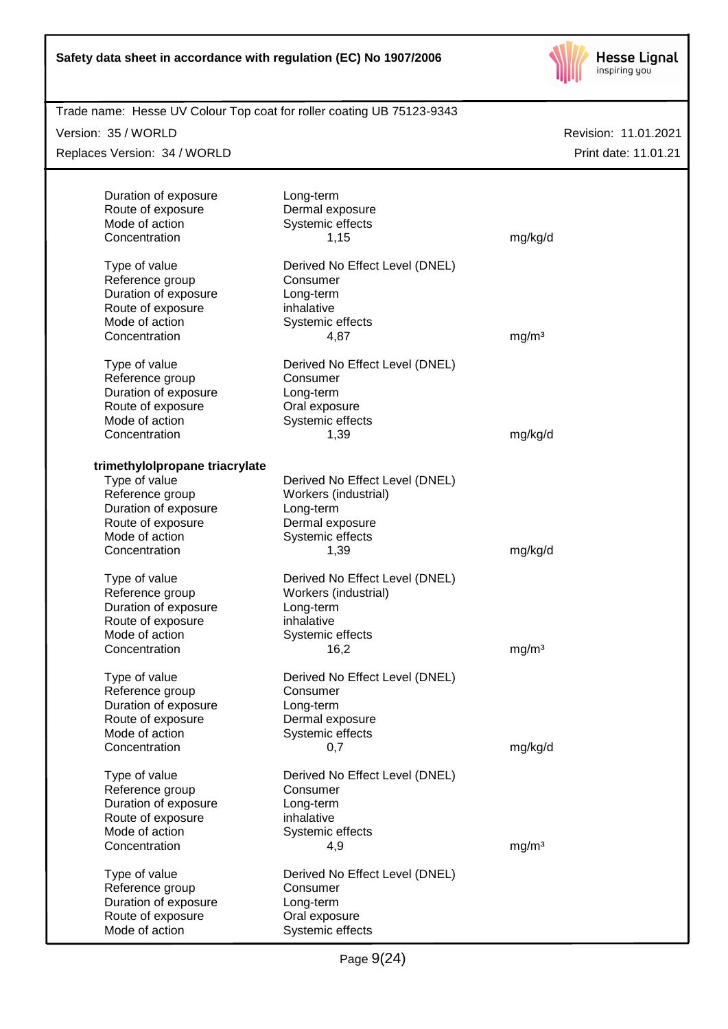| | | |
|---|---|---|
| Duration of exposure | Long-term | |
| Route of exposure | Dermal exposure | |
| Mode of action | Systemic effects | |
| Concentration | 1,15 | mg/kg/d |

| | | |
|---|---|---|
| Type of value | Derived No Effect Level (DNEL) | |
| Reference group | Consumer | |
| Duration of exposure | Long-term | |
| Route of exposure | inhalative | |
| Mode of action | Systemic effects | |
| Concentration | 4,87 | mg/m³ |

| | | |
|---|---|---|
| Type of value | Derived No Effect Level (DNEL) | |
| Reference group | Consumer | |
| Duration of exposure | Long-term | |
| Route of exposure | Oral exposure | |
| Mode of action | Systemic effects | |
| Concentration | 1,39 | mg/kg/d |

**trimethylolpropane triacrylate**

| | | |
|---|---|---|
| Type of value | Derived No Effect Level (DNEL) | |
| Reference group | Workers (industrial) | |
| Duration of exposure | Long-term | |
| Route of exposure | Dermal exposure | |
| Mode of action | Systemic effects | |
| Concentration | 1,39 | mg/kg/d |

| | | |
|---|---|---|
| Type of value | Derived No Effect Level (DNEL) | |
| Reference group | Workers (industrial) | |
| Duration of exposure | Long-term | |
| Route of exposure | inhalative | |
| Mode of action | Systemic effects | |
| Concentration | 16,2 | mg/m³ |

| | | |
|---|---|---|
| Type of value | Derived No Effect Level (DNEL) | |
| Reference group | Consumer | |
| Duration of exposure | Long-term | |
| Route of exposure | Dermal exposure | |
| Mode of action | Systemic effects | |
| Concentration | 0,7 | mg/kg/d |

| | | |
|---|---|---|
| Type of value | Derived No Effect Level (DNEL) | |
| Reference group | Consumer | |
| Duration of exposure | Long-term | |
| Route of exposure | inhalative | |
| Mode of action | Systemic effects | |
| Concentration | 4,9 | mg/m³ |

| | | |
|---|---|---|
| Type of value | Derived No Effect Level (DNEL) | |
| Reference group | Consumer | |
| Duration of exposure | Long-term | |
| Route of exposure | Oral exposure | |
| Mode of action | Systemic effects | |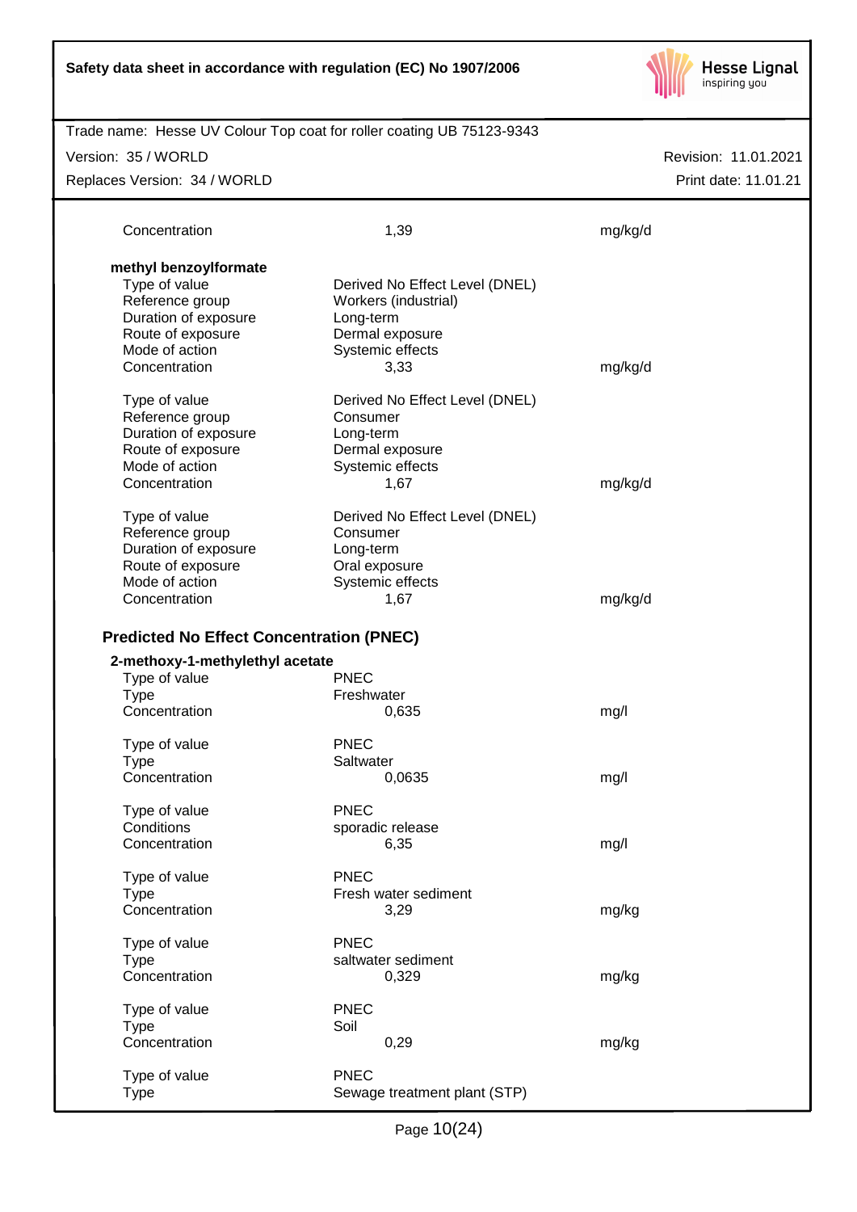| | | |
|---|---|---|
| Concentration | 1,39 | mg/kg/d |

**methyl benzoylformate**

| | | |
|---|---|---|
| Type of value | Derived No Effect Level (DNEL) | |
| Reference group | Workers (industrial) | |
| Duration of exposure | Long-term | |
| Route of exposure | Dermal exposure | |
| Mode of action | Systemic effects | |
| Concentration | 3,33 | mg/kg/d |

| | | |
|---|---|---|
| Type of value | Derived No Effect Level (DNEL) | |
| Reference group | Consumer | |
| Duration of exposure | Long-term | |
| Route of exposure | Dermal exposure | |
| Mode of action | Systemic effects | |
| Concentration | 1,67 | mg/kg/d |

| | | |
|---|---|---|
| Type of value | Derived No Effect Level (DNEL) | |
| Reference group | Consumer | |
| Duration of exposure | Long-term | |
| Route of exposure | Oral exposure | |
| Mode of action | Systemic effects | |
| Concentration | 1,67 | mg/kg/d |

### Predicted No Effect Concentration (PNEC)

**2-methoxy-1-methylethyl acetate**

| | | |
|---|---|---|
| Type of value | PNEC | |
| Type | Freshwater | |
| Concentration | 0,635 | mg/l |

| | | |
|---|---|---|
| Type of value | PNEC | |
| Type | Saltwater | |
| Concentration | 0,0635 | mg/l |

| | | |
|---|---|---|
| Type of value | PNEC | |
| Conditions | sporadic release | |
| Concentration | 6,35 | mg/l |

| | | |
|---|---|---|
| Type of value | PNEC | |
| Type | Fresh water sediment | |
| Concentration | 3,29 | mg/kg |

| | | |
|---|---|---|
| Type of value | PNEC | |
| Type | saltwater sediment | |
| Concentration | 0,329 | mg/kg |

| | | |
|---|---|---|
| Type of value | PNEC | |
| Type | Soil | |
| Concentration | 0,29 | mg/kg |

| | | |
|---|---|---|
| Type of value | PNEC | |
| Type | Sewage treatment plant (STP) | |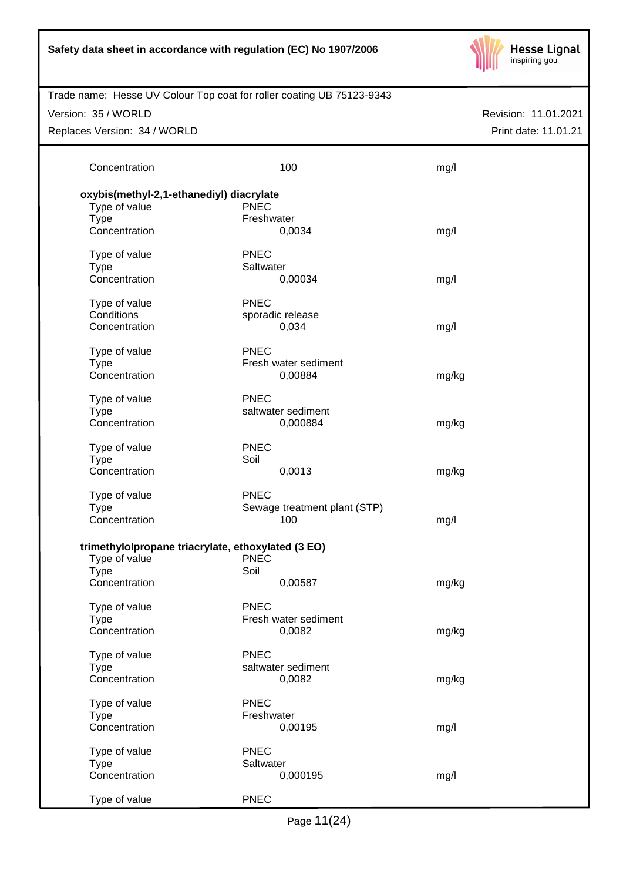| | | |
|---|---|---|
| Concentration | 100 | mg/l |

**oxybis(methyl-2,1-ethanediyl) diacrylate**

| | | |
|---|---|---|
| Type of value | PNEC | |
| Type | Freshwater | |
| Concentration | 0,0034 | mg/l |
| | | |
| Type of value | PNEC | |
| Type | Saltwater | |
| Concentration | 0,00034 | mg/l |
| | | |
| Type of value | PNEC | |
| Conditions | sporadic release | |
| Concentration | 0,034 | mg/l |
| | | |
| Type of value | PNEC | |
| Type | Fresh water sediment | |
| Concentration | 0,00884 | mg/kg |
| | | |
| Type of value | PNEC | |
| Type | saltwater sediment | |
| Concentration | 0,000884 | mg/kg |
| | | |
| Type of value | PNEC | |
| Type | Soil | |
| Concentration | 0,0013 | mg/kg |
| | | |
| Type of value | PNEC | |
| Type | Sewage treatment plant (STP) | |
| Concentration | 100 | mg/l |

**trimethylolpropane triacrylate, ethoxylated (3 EO)**

| | | |
|---|---|---|
| Type of value | PNEC | |
| Type | Soil | |
| Concentration | 0,00587 | mg/kg |
| | | |
| Type of value | PNEC | |
| Type | Fresh water sediment | |
| Concentration | 0,0082 | mg/kg |
| | | |
| Type of value | PNEC | |
| Type | saltwater sediment | |
| Concentration | 0,0082 | mg/kg |
| | | |
| Type of value | PNEC | |
| Type | Freshwater | |
| Concentration | 0,00195 | mg/l |
| | | |
| Type of value | PNEC | |
| Type | Saltwater | |
| Concentration | 0,000195 | mg/l |
| | | |
| Type of value | PNEC | |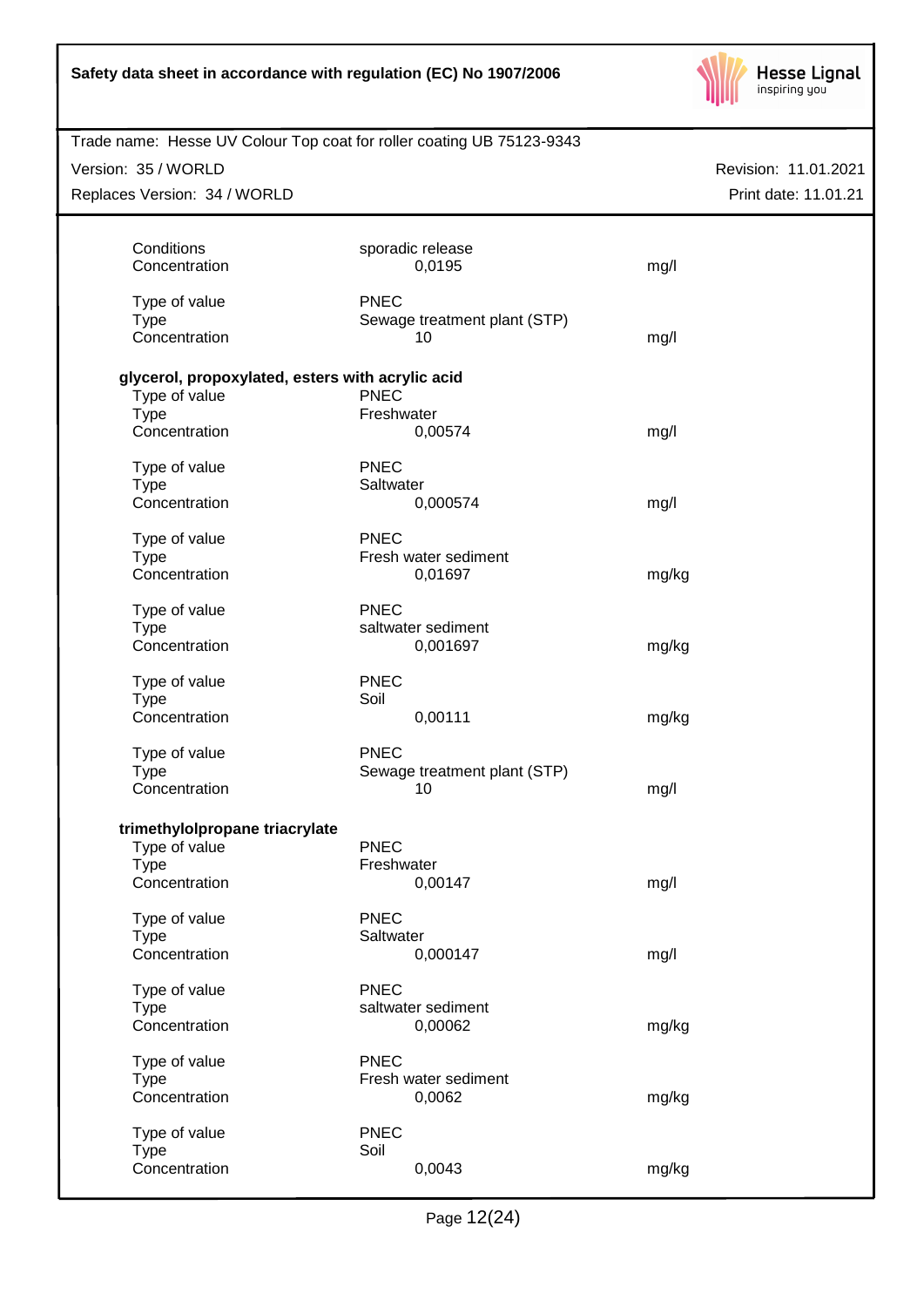| | | |
|---|---|---|
| Conditions | sporadic release | |
| Concentration | 0,0195 | mg/l |
| | | |
| Type of value | PNEC | |
| Type | Sewage treatment plant (STP) | |
| Concentration | 10 | mg/l |

**glycerol, propoxylated, esters with acrylic acid**

| | | |
|---|---|---|
| Type of value | PNEC | |
| Type | Freshwater | |
| Concentration | 0,00574 | mg/l |
| | | |
| Type of value | PNEC | |
| Type | Saltwater | |
| Concentration | 0,000574 | mg/l |
| | | |
| Type of value | PNEC | |
| Type | Fresh water sediment | |
| Concentration | 0,01697 | mg/kg |
| | | |
| Type of value | PNEC | |
| Type | saltwater sediment | |
| Concentration | 0,001697 | mg/kg |
| | | |
| Type of value | PNEC | |
| Type | Soil | |
| Concentration | 0,00111 | mg/kg |
| | | |
| Type of value | PNEC | |
| Type | Sewage treatment plant (STP) | |
| Concentration | 10 | mg/l |

**trimethylolpropane triacrylate**

| | | |
|---|---|---|
| Type of value | PNEC | |
| Type | Freshwater | |
| Concentration | 0,00147 | mg/l |
| | | |
| Type of value | PNEC | |
| Type | Saltwater | |
| Concentration | 0,000147 | mg/l |
| | | |
| Type of value | PNEC | |
| Type | saltwater sediment | |
| Concentration | 0,00062 | mg/kg |
| | | |
| Type of value | PNEC | |
| Type | Fresh water sediment | |
| Concentration | 0,0062 | mg/kg |
| | | |
| Type of value | PNEC | |
| Type | Soil | |
| Concentration | 0,0043 | mg/kg |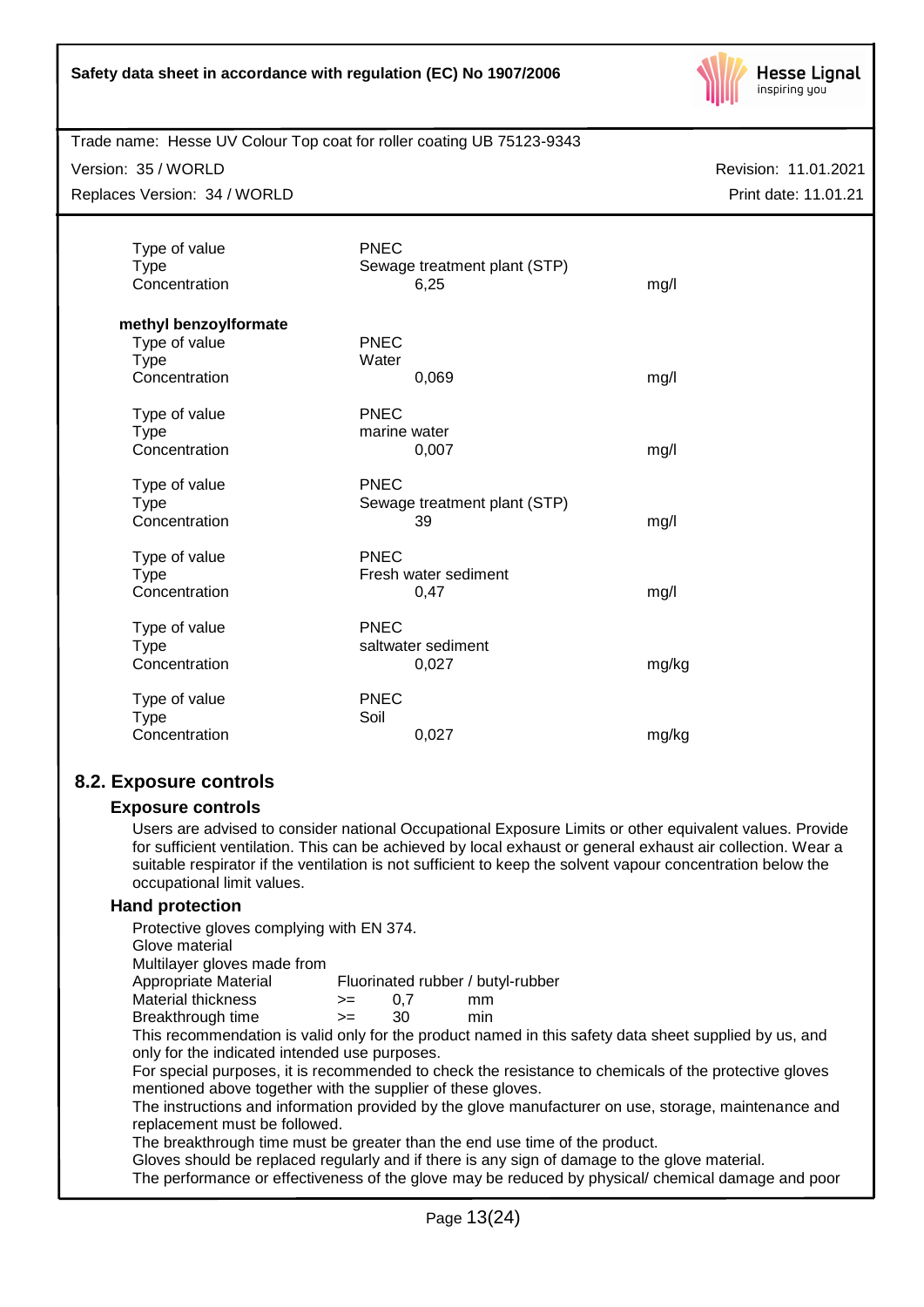| | | |
|---|---|---|
| Type of value | PNEC | |
| Type | Sewage treatment plant (STP) | |
| Concentration | 6,25 | mg/l |

**methyl benzoylformate**

| | | |
|---|---|---|
| Type of value | PNEC | |
| Type | Water | |
| Concentration | 0,069 | mg/l |
| | | |
| Type of value | PNEC | |
| Type | marine water | |
| Concentration | 0,007 | mg/l |
| | | |
| Type of value | PNEC | |
| Type | Sewage treatment plant (STP) | |
| Concentration | 39 | mg/l |
| | | |
| Type of value | PNEC | |
| Type | Fresh water sediment | |
| Concentration | 0,47 | mg/l |
| | | |
| Type of value | PNEC | |
| Type | saltwater sediment | |
| Concentration | 0,027 | mg/kg |
| | | |
| Type of value | PNEC | |
| Type | Soil | |
| Concentration | 0,027 | mg/kg |

## 8.2. Exposure controls

### Exposure controls

Users are advised to consider national Occupational Exposure Limits or other equivalent values. Provide for sufficient ventilation. This can be achieved by local exhaust or general exhaust air collection. Wear a suitable respirator if the ventilation is not sufficient to keep the solvent vapour concentration below the occupational limit values.

### Hand protection

Protective gloves complying with EN 374.
Glove material
Multilayer gloves made from

| | | | |
|---|---|---|---|
| Appropriate Material | Fluorinated rubber / butyl-rubber | | |
| Material thickness | >= | 0,7 | mm |
| Breakthrough time | >= | 30 | min |

This recommendation is valid only for the product named in this safety data sheet supplied by us, and only for the indicated intended use purposes.
For special purposes, it is recommended to check the resistance to chemicals of the protective gloves mentioned above together with the supplier of these gloves.
The instructions and information provided by the glove manufacturer on use, storage, maintenance and replacement must be followed.
The breakthrough time must be greater than the end use time of the product.
Gloves should be replaced regularly and if there is any sign of damage to the glove material.
The performance or effectiveness of the glove may be reduced by physical/ chemical damage and poor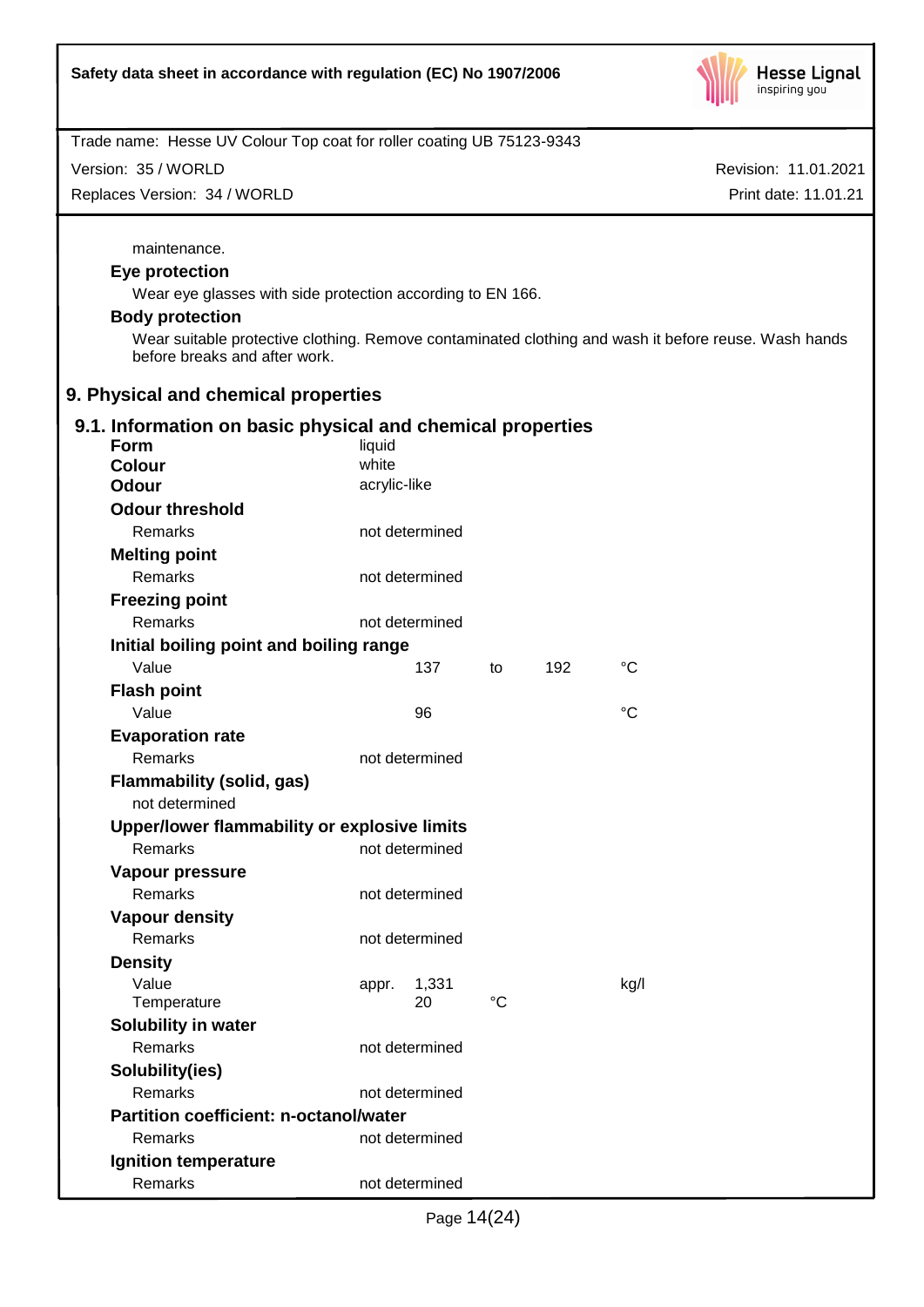maintenance.

**Eye protection**

Wear eye glasses with side protection according to EN 166.

**Body protection**

Wear suitable protective clothing. Remove contaminated clothing and wash it before reuse. Wash hands before breaks and after work.

## 9. Physical and chemical properties

### 9.1. Information on basic physical and chemical properties

| | | | | | |
|---|---|---|---|---|---|
| **Form** | liquid | | | | |
| **Colour** | white | | | | |
| **Odour** | acrylic-like | | | | |
| **Odour threshold** | | | | | |
| Remarks | not determined | | | | |
| **Melting point** | | | | | |
| Remarks | not determined | | | | |
| **Freezing point** | | | | | |
| Remarks | not determined | | | | |
| **Initial boiling point and boiling range** | | | | | |
| Value | 137 | to | 192 | °C | |
| **Flash point** | | | | | |
| Value | 96 | | | °C | |
| **Evaporation rate** | | | | | |
| Remarks | not determined | | | | |
| **Flammability (solid, gas)** | | | | | |
| not determined | | | | | |
| **Upper/lower flammability or explosive limits** | | | | | |
| Remarks | not determined | | | | |
| **Vapour pressure** | | | | | |
| Remarks | not determined | | | | |
| **Vapour density** | | | | | |
| Remarks | not determined | | | | |
| **Density** | | | | | |
| Value | appr. 1,331 | | | kg/l | |
| Temperature | 20 | °C | | | |
| **Solubility in water** | | | | | |
| Remarks | not determined | | | | |
| **Solubility(ies)** | | | | | |
| Remarks | not determined | | | | |
| **Partition coefficient: n-octanol/water** | | | | | |
| Remarks | not determined | | | | |
| **Ignition temperature** | | | | | |
| Remarks | not determined | | | | |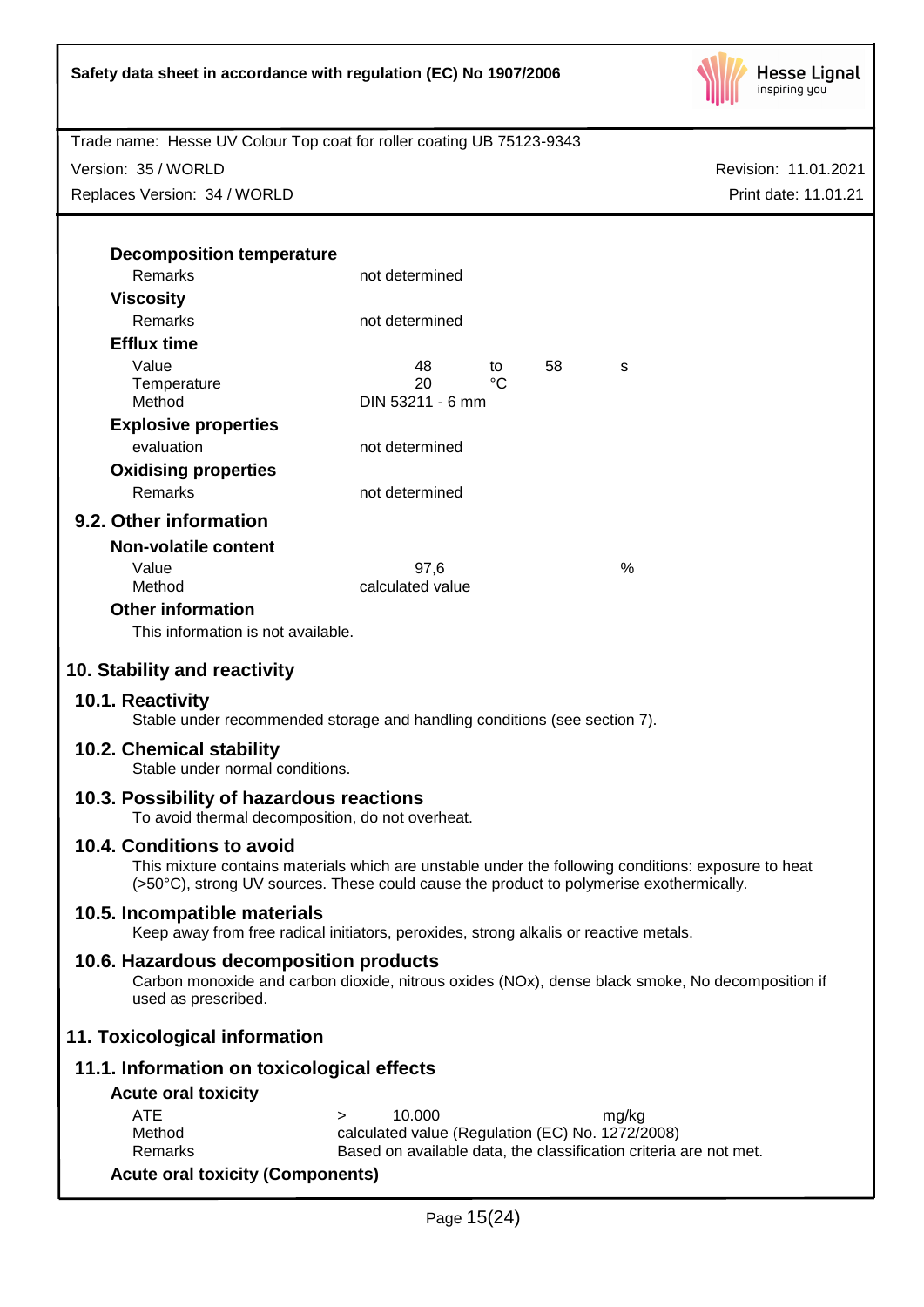**Decomposition temperature**

| | |
|---|---|
| Remarks | not determined |

**Viscosity**

| | |
|---|---|
| Remarks | not determined |

**Efflux time**

| | | | | |
|---|---|---|---|---|
| Value | 48 | to | 58 | s |
| Temperature | 20 | °C | | |
| Method | DIN 53211 - 6 mm | | | |

**Explosive properties**

| | |
|---|---|
| evaluation | not determined |

**Oxidising properties**

| | |
|---|---|
| Remarks | not determined |

## 9.2. Other information

**Non-volatile content**

| | | |
|---|---|---|
| Value | 97,6 | % |
| Method | calculated value | |

**Other information**

This information is not available.

# 10. Stability and reactivity

## 10.1. Reactivity

Stable under recommended storage and handling conditions (see section 7).

## 10.2. Chemical stability

Stable under normal conditions.

## 10.3. Possibility of hazardous reactions

To avoid thermal decomposition, do not overheat.

## 10.4. Conditions to avoid

This mixture contains materials which are unstable under the following conditions: exposure to heat (>50°C), strong UV sources. These could cause the product to polymerise exothermically.

## 10.5. Incompatible materials

Keep away from free radical initiators, peroxides, strong alkalis or reactive metals.

## 10.6. Hazardous decomposition products

Carbon monoxide and carbon dioxide, nitrous oxides (NOx), dense black smoke, No decomposition if used as prescribed.

# 11. Toxicological information

## 11.1. Information on toxicological effects

**Acute oral toxicity**

| | | | |
|---|---|---|---|
| ATE | > | 10.000 | mg/kg |
| Method | calculated value (Regulation (EC) No. 1272/2008) | | |
| Remarks | Based on available data, the classification criteria are not met. | | |

**Acute oral toxicity (Components)**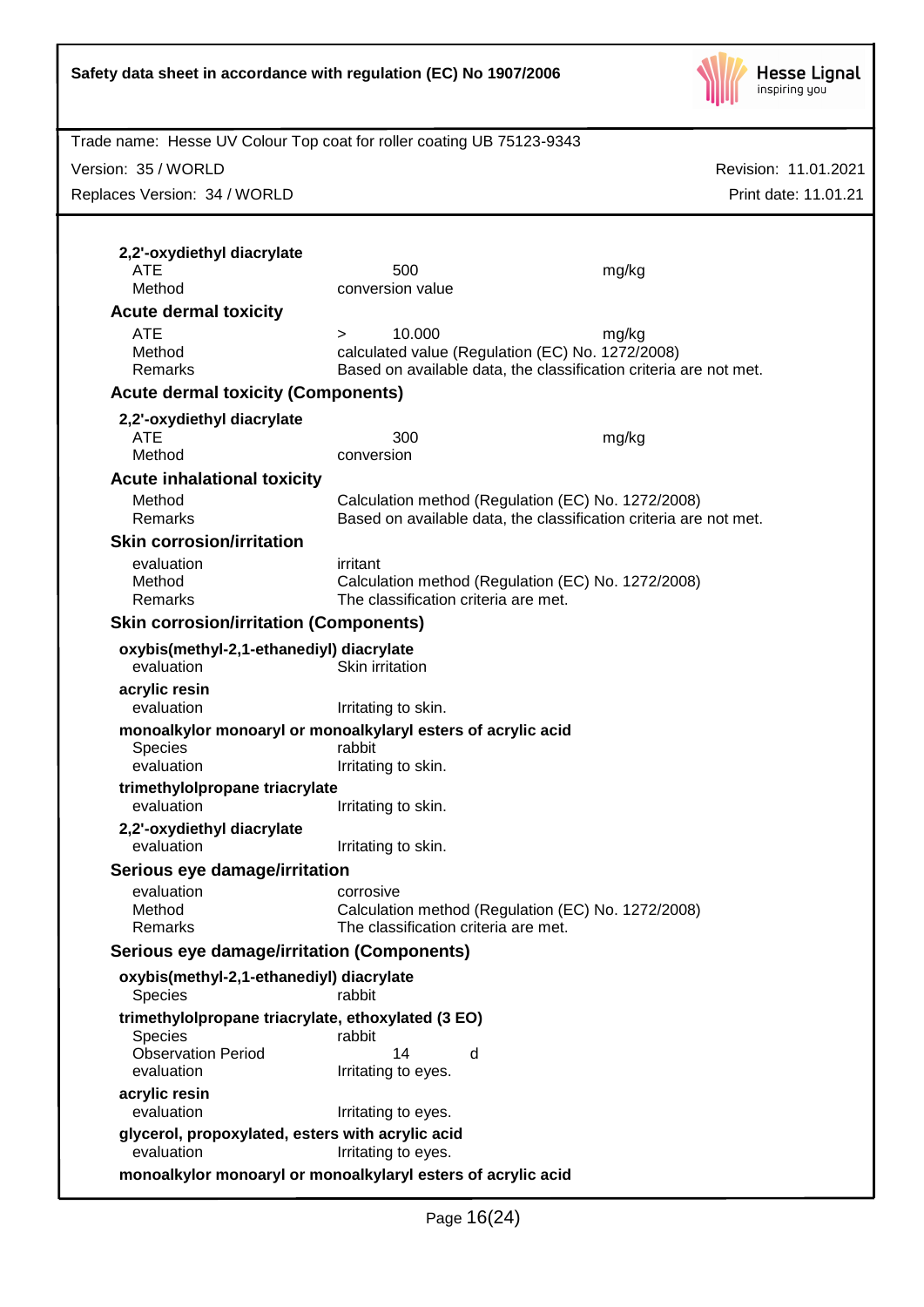**2,2'-oxydiethyl diacrylate**

| | | |
|---|---|---|
| ATE | 500 | mg/kg |
| Method | conversion value | |

### Acute dermal toxicity

| | | |
|---|---|---|
| ATE | > 10.000 | mg/kg |
| Method | calculated value (Regulation (EC) No. 1272/2008) | |
| Remarks | Based on available data, the classification criteria are not met. | |

### Acute dermal toxicity (Components)

**2,2'-oxydiethyl diacrylate**

| | | |
|---|---|---|
| ATE | 300 | mg/kg |
| Method | conversion | |

### Acute inhalational toxicity

| | |
|---|---|
| Method | Calculation method (Regulation (EC) No. 1272/2008) |
| Remarks | Based on available data, the classification criteria are not met. |

### Skin corrosion/irritation

| | |
|---|---|
| evaluation | irritant |
| Method | Calculation method (Regulation (EC) No. 1272/2008) |
| Remarks | The classification criteria are met. |

### Skin corrosion/irritation (Components)

**oxybis(methyl-2,1-ethanediyl) diacrylate**

| | |
|---|---|
| evaluation | Skin irritation |

**acrylic resin**

| | |
|---|---|
| evaluation | Irritating to skin. |

**monoalkylor monoaryl or monoalkylaryl esters of acrylic acid**

| | |
|---|---|
| Species | rabbit |
| evaluation | Irritating to skin. |

**trimethylolpropane triacrylate**

| | |
|---|---|
| evaluation | Irritating to skin. |

**2,2'-oxydiethyl diacrylate**

| | |
|---|---|
| evaluation | Irritating to skin. |

### Serious eye damage/irritation

| | |
|---|---|
| evaluation | corrosive |
| Method | Calculation method (Regulation (EC) No. 1272/2008) |
| Remarks | The classification criteria are met. |

### Serious eye damage/irritation (Components)

**oxybis(methyl-2,1-ethanediyl) diacrylate**

| | |
|---|---|
| Species | rabbit |

**trimethylolpropane triacrylate, ethoxylated (3 EO)**

| | | |
|---|---|---|
| Species | rabbit | |
| Observation Period | 14 | d |
| evaluation | Irritating to eyes. | |

**acrylic resin**

| | |
|---|---|
| evaluation | Irritating to eyes. |

**glycerol, propoxylated, esters with acrylic acid**

| | |
|---|---|
| evaluation | Irritating to eyes. |

**monoalkylor monoaryl or monoalkylaryl esters of acrylic acid**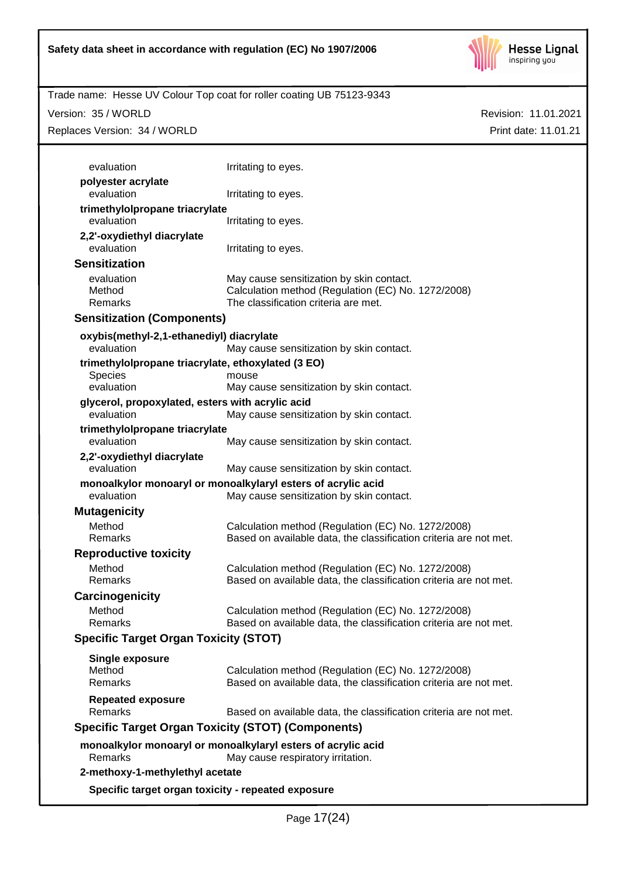| | |
|---|---|
| evaluation | Irritating to eyes. |

**polyester acrylate**

| | |
|---|---|
| evaluation | Irritating to eyes. |

**trimethylolpropane triacrylate**

| | |
|---|---|
| evaluation | Irritating to eyes. |

**2,2'-oxydiethyl diacrylate**

| | |
|---|---|
| evaluation | Irritating to eyes. |

### Sensitization

| | |
|---|---|
| evaluation | May cause sensitization by skin contact. |
| Method | Calculation method (Regulation (EC) No. 1272/2008) |
| Remarks | The classification criteria are met. |

### Sensitization (Components)

**oxybis(methyl-2,1-ethanediyl) diacrylate**

| | |
|---|---|
| evaluation | May cause sensitization by skin contact. |

**trimethylolpropane triacrylate, ethoxylated (3 EO)**

| | |
|---|---|
| Species | mouse |
| evaluation | May cause sensitization by skin contact. |

**glycerol, propoxylated, esters with acrylic acid**

| | |
|---|---|
| evaluation | May cause sensitization by skin contact. |

**trimethylolpropane triacrylate**

| | |
|---|---|
| evaluation | May cause sensitization by skin contact. |

**2,2'-oxydiethyl diacrylate**

| | |
|---|---|
| evaluation | May cause sensitization by skin contact. |

**monoalkylor monoaryl or monoalkylaryl esters of acrylic acid**

| | |
|---|---|
| evaluation | May cause sensitization by skin contact. |

### Mutagenicity

| | |
|---|---|
| Method | Calculation method (Regulation (EC) No. 1272/2008) |
| Remarks | Based on available data, the classification criteria are not met. |

### Reproductive toxicity

| | |
|---|---|
| Method | Calculation method (Regulation (EC) No. 1272/2008) |
| Remarks | Based on available data, the classification criteria are not met. |

### Carcinogenicity

| | |
|---|---|
| Method | Calculation method (Regulation (EC) No. 1272/2008) |
| Remarks | Based on available data, the classification criteria are not met. |

### Specific Target Organ Toxicity (STOT)

**Single exposure**

| | |
|---|---|
| Method | Calculation method (Regulation (EC) No. 1272/2008) |
| Remarks | Based on available data, the classification criteria are not met. |

**Repeated exposure**

| | |
|---|---|
| Remarks | Based on available data, the classification criteria are not met. |

### Specific Target Organ Toxicity (STOT) (Components)

**monoalkylor monoaryl or monoalkylaryl esters of acrylic acid**

| | |
|---|---|
| Remarks | May cause respiratory irritation. |

**2-methoxy-1-methylethyl acetate**

**Specific target organ toxicity - repeated exposure**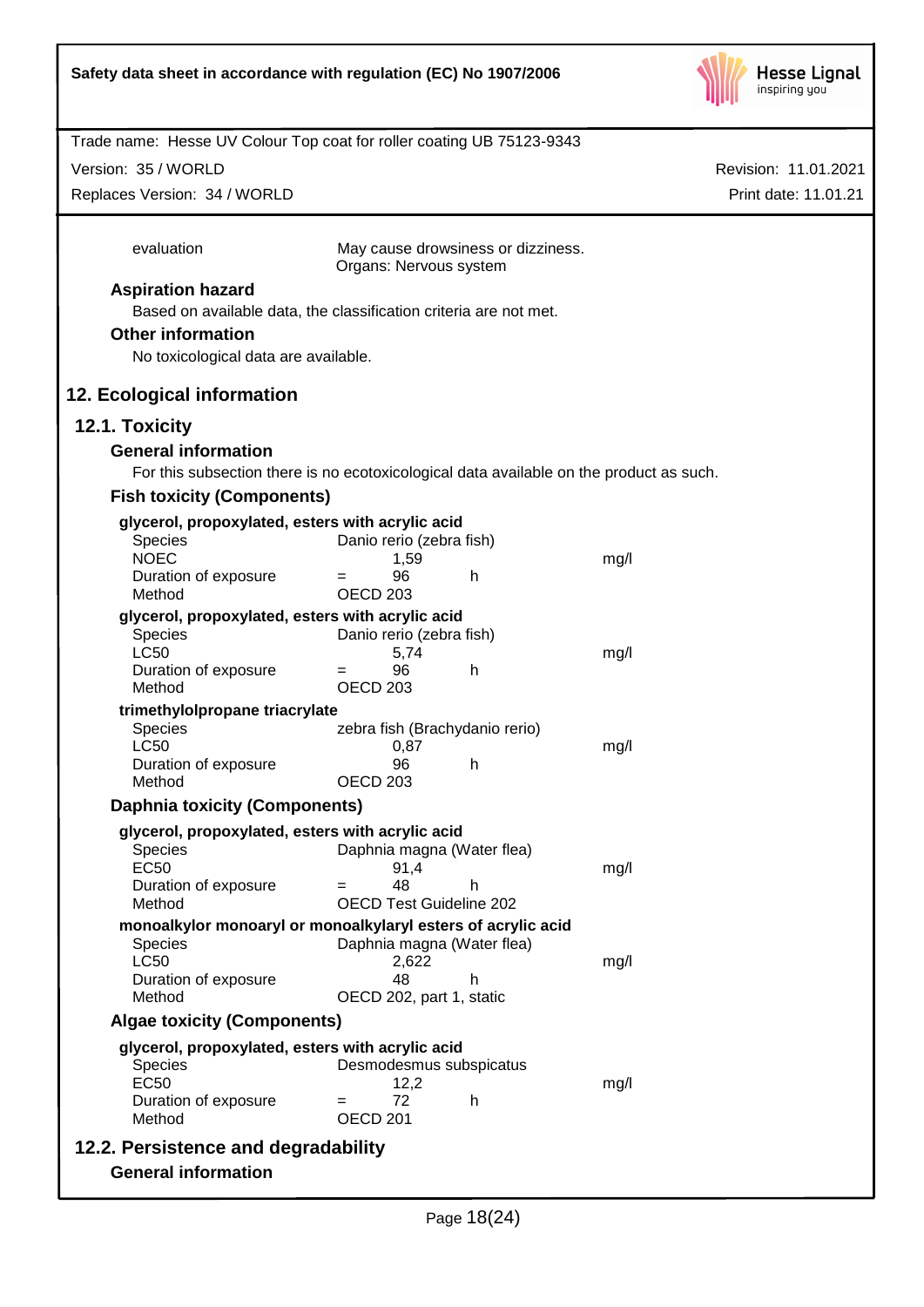| | |
|---|---|
| evaluation | May cause drowsiness or dizziness. Organs: Nervous system |

### Aspiration hazard

Based on available data, the classification criteria are not met.

### Other information

No toxicological data are available.

## 12. Ecological information

### 12.1. Toxicity

#### General information

For this subsection there is no ecotoxicological data available on the product as such.

#### Fish toxicity (Components)

**glycerol, propoxylated, esters with acrylic acid**

| | | | | |
|---|---|---|---|---|
| Species | Danio rerio (zebra fish) | | | |
| NOEC | | 1,59 | | mg/l |
| Duration of exposure | = | 96 | h | |
| Method | OECD 203 | | | |

**glycerol, propoxylated, esters with acrylic acid**

| | | | | |
|---|---|---|---|---|
| Species | Danio rerio (zebra fish) | | | |
| LC50 | | 5,74 | | mg/l |
| Duration of exposure | = | 96 | h | |
| Method | OECD 203 | | | |

**trimethylolpropane triacrylate**

| | | | | |
|---|---|---|---|---|
| Species | zebra fish (Brachydanio rerio) | | | |
| LC50 | | 0,87 | | mg/l |
| Duration of exposure | | 96 | h | |
| Method | OECD 203 | | | |

#### Daphnia toxicity (Components)

**glycerol, propoxylated, esters with acrylic acid**

| | | | | |
|---|---|---|---|---|
| Species | Daphnia magna (Water flea) | | | |
| EC50 | | 91,4 | | mg/l |
| Duration of exposure | = | 48 | h | |
| Method | OECD Test Guideline 202 | | | |

**monoalkylor monoaryl or monoalkylaryl esters of acrylic acid**

| | | | | |
|---|---|---|---|---|
| Species | Daphnia magna (Water flea) | | | |
| LC50 | | 2,622 | | mg/l |
| Duration of exposure | | 48 | h | |
| Method | OECD 202, part 1, static | | | |

#### Algae toxicity (Components)

**glycerol, propoxylated, esters with acrylic acid**

| | | | | |
|---|---|---|---|---|
| Species | Desmodesmus subspicatus | | | |
| EC50 | | 12,2 | | mg/l |
| Duration of exposure | = | 72 | h | |
| Method | OECD 201 | | | |

### 12.2. Persistence and degradability

#### General information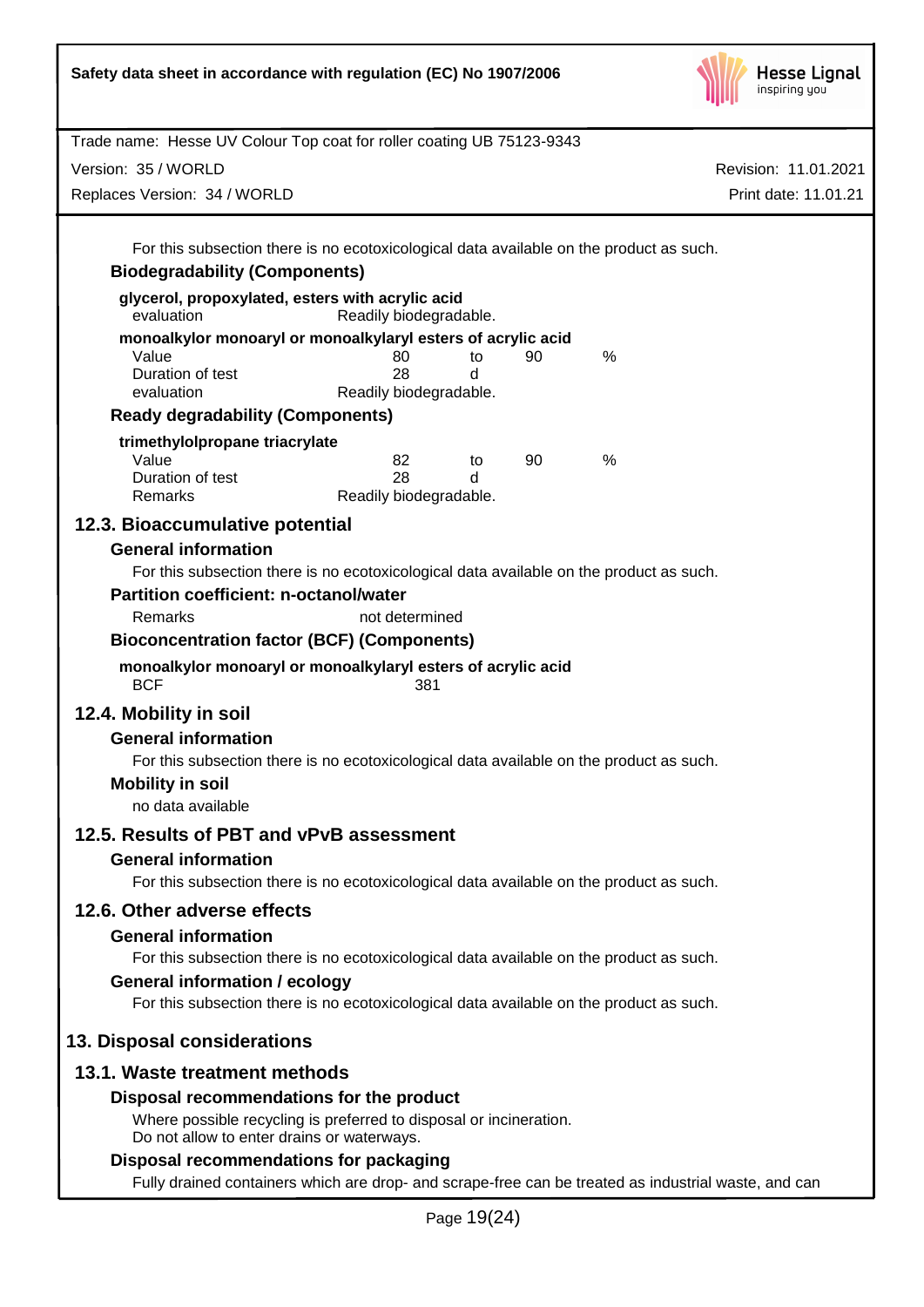For this subsection there is no ecotoxicological data available on the product as such.

**Biodegradability (Components)**

**glycerol, propoxylated, esters with acrylic acid**

| | |
|---|---|
| evaluation | Readily biodegradable. |

**monoalkylor monoaryl or monoalkylaryl esters of acrylic acid**

| | | | | |
|---|---|---|---|---|
| Value | 80 | to | 90 | % |
| Duration of test | 28 | d | | |
| evaluation | Readily biodegradable. | | | |

**Ready degradability (Components)**

**trimethylolpropane triacrylate**

| | | | | |
|---|---|---|---|---|
| Value | 82 | to | 90 | % |
| Duration of test | 28 | d | | |
| Remarks | Readily biodegradable. | | | |

## 12.3. Bioaccumulative potential

**General information**

For this subsection there is no ecotoxicological data available on the product as such.

**Partition coefficient: n-octanol/water**

| | |
|---|---|
| Remarks | not determined |

**Bioconcentration factor (BCF) (Components)**

**monoalkylor monoaryl or monoalkylaryl esters of acrylic acid**

| | |
|---|---|
| BCF | 381 |

## 12.4. Mobility in soil

**General information**

For this subsection there is no ecotoxicological data available on the product as such.

**Mobility in soil**

no data available

## 12.5. Results of PBT and vPvB assessment

**General information**

For this subsection there is no ecotoxicological data available on the product as such.

## 12.6. Other adverse effects

**General information**

For this subsection there is no ecotoxicological data available on the product as such.

**General information / ecology**

For this subsection there is no ecotoxicological data available on the product as such.

# 13. Disposal considerations

## 13.1. Waste treatment methods

**Disposal recommendations for the product**

Where possible recycling is preferred to disposal or incineration.
Do not allow to enter drains or waterways.

**Disposal recommendations for packaging**

Fully drained containers which are drop- and scrape-free can be treated as industrial waste, and can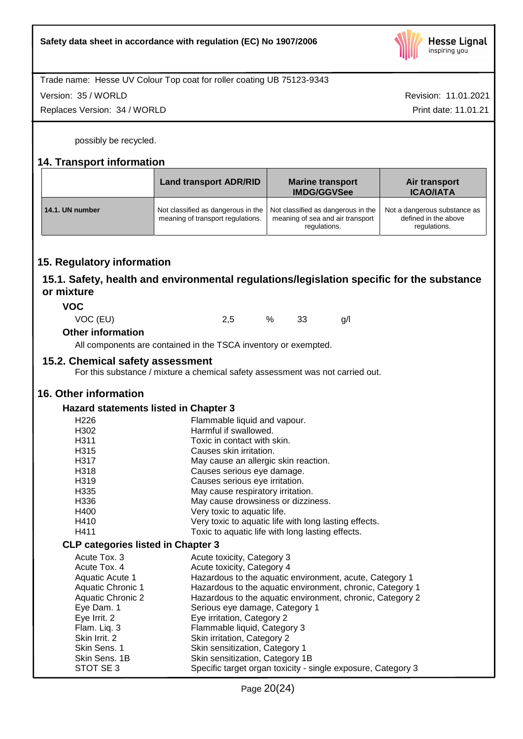possibly be recycled.

## 14. Transport information

| | Land transport ADR/RID | Marine transport IMDG/GGVSee | Air transport ICAO/IATA |
|---|---|---|---|
| **14.1. UN number** | Not classified as dangerous in the meaning of transport regulations. | Not classified as dangerous in the meaning of sea and air transport regulations. | Not a dangerous substance as defined in the above regulations. |

## 15. Regulatory information

### 15.1. Safety, health and environmental regulations/legislation specific for the substance or mixture

**VOC**

| VOC (EU) | 2,5 | % | 33 | g/l |
|---|---|---|---|---|

**Other information**

All components are contained in the TSCA inventory or exempted.

### 15.2. Chemical safety assessment

For this substance / mixture a chemical safety assessment was not carried out.

## 16. Other information

**Hazard statements listed in Chapter 3**

| | |
|---|---|
| H226 | Flammable liquid and vapour. |
| H302 | Harmful if swallowed. |
| H311 | Toxic in contact with skin. |
| H315 | Causes skin irritation. |
| H317 | May cause an allergic skin reaction. |
| H318 | Causes serious eye damage. |
| H319 | Causes serious eye irritation. |
| H335 | May cause respiratory irritation. |
| H336 | May cause drowsiness or dizziness. |
| H400 | Very toxic to aquatic life. |
| H410 | Very toxic to aquatic life with long lasting effects. |
| H411 | Toxic to aquatic life with long lasting effects. |

**CLP categories listed in Chapter 3**

| | |
|---|---|
| Acute Tox. 3 | Acute toxicity, Category 3 |
| Acute Tox. 4 | Acute toxicity, Category 4 |
| Aquatic Acute 1 | Hazardous to the aquatic environment, acute, Category 1 |
| Aquatic Chronic 1 | Hazardous to the aquatic environment, chronic, Category 1 |
| Aquatic Chronic 2 | Hazardous to the aquatic environment, chronic, Category 2 |
| Eye Dam. 1 | Serious eye damage, Category 1 |
| Eye Irrit. 2 | Eye irritation, Category 2 |
| Flam. Liq. 3 | Flammable liquid, Category 3 |
| Skin Irrit. 2 | Skin irritation, Category 2 |
| Skin Sens. 1 | Skin sensitization, Category 1 |
| Skin Sens. 1B | Skin sensitization, Category 1B |
| STOT SE 3 | Specific target organ toxicity - single exposure, Category 3 |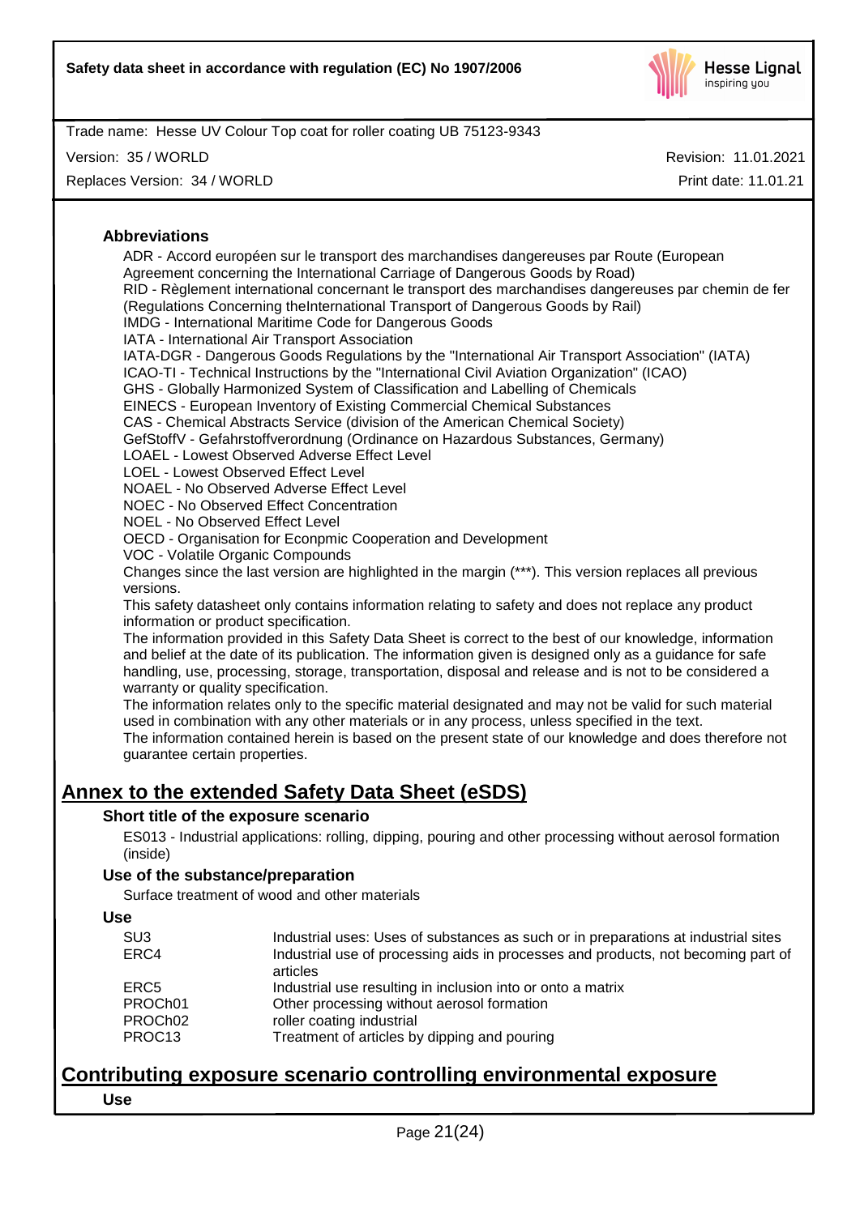### Abbreviations

ADR - Accord européen sur le transport des marchandises dangereuses par Route (European Agreement concerning the International Carriage of Dangerous Goods by Road)
RID - Règlement international concernant le transport des marchandises dangereuses par chemin de fer (Regulations Concerning theInternational Transport of Dangerous Goods by Rail)
IMDG - International Maritime Code for Dangerous Goods
IATA - International Air Transport Association
IATA-DGR - Dangerous Goods Regulations by the "International Air Transport Association" (IATA)
ICAO-TI - Technical Instructions by the "International Civil Aviation Organization" (ICAO)
GHS - Globally Harmonized System of Classification and Labelling of Chemicals
EINECS - European Inventory of Existing Commercial Chemical Substances
CAS - Chemical Abstracts Service (division of the American Chemical Society)
GefStoffV - Gefahrstoffverordnung (Ordinance on Hazardous Substances, Germany)
LOAEL - Lowest Observed Adverse Effect Level
LOEL - Lowest Observed Effect Level
NOAEL - No Observed Adverse Effect Level
NOEC - No Observed Effect Concentration
NOEL - No Observed Effect Level
OECD - Organisation for Econpmic Cooperation and Development
VOC - Volatile Organic Compounds
Changes since the last version are highlighted in the margin (***). This version replaces all previous versions.
This safety datasheet only contains information relating to safety and does not replace any product information or product specification.
The information provided in this Safety Data Sheet is correct to the best of our knowledge, information and belief at the date of its publication. The information given is designed only as a guidance for safe handling, use, processing, storage, transportation, disposal and release and is not to be considered a warranty or quality specification.
The information relates only to the specific material designated and may not be valid for such material used in combination with any other materials or in any process, unless specified in the text.
The information contained herein is based on the present state of our knowledge and does therefore not guarantee certain properties.

## Annex to the extended Safety Data Sheet (eSDS)

### Short title of the exposure scenario

ES013 - Industrial applications: rolling, dipping, pouring and other processing without aerosol formation (inside)

### Use of the substance/preparation

Surface treatment of wood and other materials

### Use

| | |
|---|---|
| SU3 | Industrial uses: Uses of substances as such or in preparations at industrial sites |
| ERC4 | Industrial use of processing aids in processes and products, not becoming part of articles |
| ERC5 | Industrial use resulting in inclusion into or onto a matrix |
| PROCh01 | Other processing without aerosol formation |
| PROCh02 | roller coating industrial |
| PROC13 | Treatment of articles by dipping and pouring |

## Contributing exposure scenario controlling environmental exposure

### Use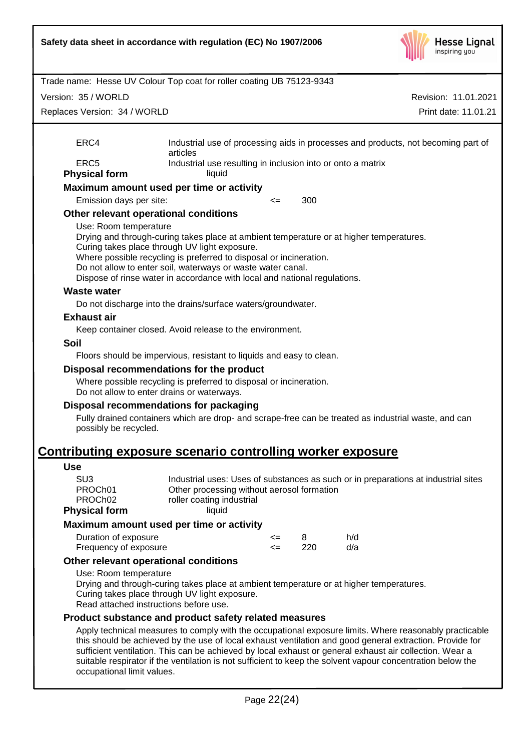| | |
|---|---|
| ERC4 | Industrial use of processing aids in processes and products, not becoming part of articles |
| ERC5 | Industrial use resulting in inclusion into or onto a matrix |

**Physical form** liquid

### Maximum amount used per time or activity

| | | |
|---|---|---|
| Emission days per site: | <= | 300 |

### Other relevant operational conditions

Use: Room temperature
Drying and through-curing takes place at ambient temperature or at higher temperatures.
Curing takes place through UV light exposure.
Where possible recycling is preferred to disposal or incineration.
Do not allow to enter soil, waterways or waste water canal.
Dispose of rinse water in accordance with local and national regulations.

### Waste water

Do not discharge into the drains/surface waters/groundwater.

### Exhaust air

Keep container closed. Avoid release to the environment.

### Soil

Floors should be impervious, resistant to liquids and easy to clean.

### Disposal recommendations for the product

Where possible recycling is preferred to disposal or incineration.
Do not allow to enter drains or waterways.

### Disposal recommendations for packaging

Fully drained containers which are drop- and scrape-free can be treated as industrial waste, and can possibly be recycled.

## Contributing exposure scenario controlling worker exposure

### Use

| | |
|---|---|
| SU3 | Industrial uses: Uses of substances as such or in preparations at industrial sites |
| PROCh01 | Other processing without aerosol formation |
| PROCh02 | roller coating industrial |

**Physical form** liquid

### Maximum amount used per time or activity

| | | | |
|---|---|---|---|
| Duration of exposure | <= | 8 | h/d |
| Frequency of exposure | <= | 220 | d/a |

### Other relevant operational conditions

Use: Room temperature
Drying and through-curing takes place at ambient temperature or at higher temperatures.
Curing takes place through UV light exposure.
Read attached instructions before use.

### Product substance and product safety related measures

Apply technical measures to comply with the occupational exposure limits. Where reasonably practicable this should be achieved by the use of local exhaust ventilation and good general extraction. Provide for sufficient ventilation. This can be achieved by local exhaust or general exhaust air collection. Wear a suitable respirator if the ventilation is not sufficient to keep the solvent vapour concentration below the occupational limit values.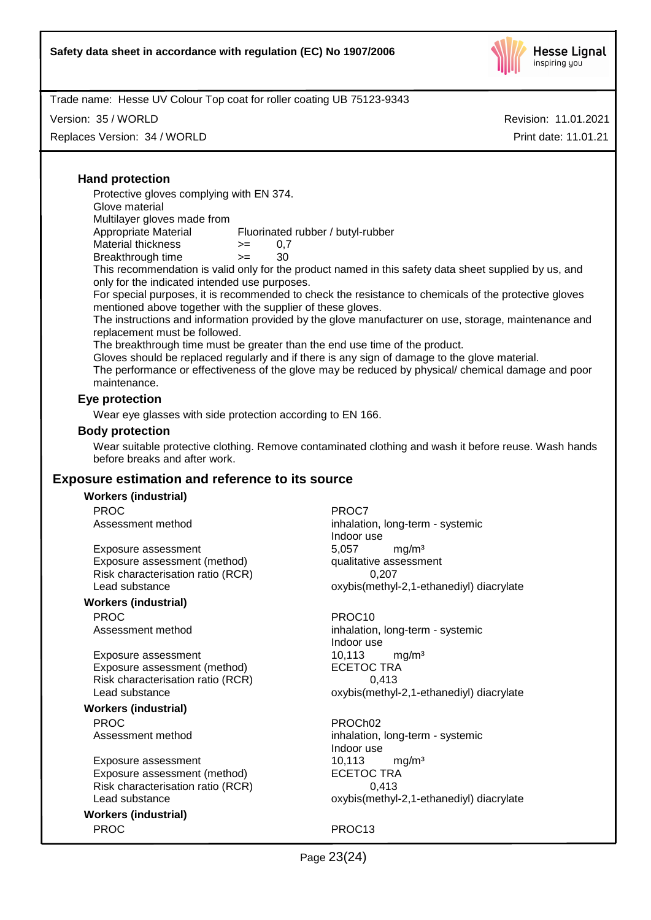### Hand protection

Protective gloves complying with EN 374.

Glove material

Multilayer gloves made from

| | | |
|---|---|---|
| Appropriate Material | Fluorinated rubber / butyl-rubber | |
| Material thickness | >= | 0,7 |
| Breakthrough time | >= | 30 |

This recommendation is valid only for the product named in this safety data sheet supplied by us, and only for the indicated intended use purposes.

For special purposes, it is recommended to check the resistance to chemicals of the protective gloves mentioned above together with the supplier of these gloves.

The instructions and information provided by the glove manufacturer on use, storage, maintenance and replacement must be followed.

The breakthrough time must be greater than the end use time of the product.

Gloves should be replaced regularly and if there is any sign of damage to the glove material.

The performance or effectiveness of the glove may be reduced by physical/ chemical damage and poor maintenance.

### Eye protection

Wear eye glasses with side protection according to EN 166.

### Body protection

Wear suitable protective clothing. Remove contaminated clothing and wash it before reuse. Wash hands before breaks and after work.

## Exposure estimation and reference to its source

**Workers (industrial)**

| | |
|---|---|
| PROC | PROC7 |
| Assessment method | inhalation, long-term - systemic<br>Indoor use |
| Exposure assessment | 5,057 mg/m³ |
| Exposure assessment (method) | qualitative assessment |
| Risk characterisation ratio (RCR) | 0,207 |
| Lead substance | oxybis(methyl-2,1-ethanediyl) diacrylate |

**Workers (industrial)**

| | |
|---|---|
| PROC | PROC10 |
| Assessment method | inhalation, long-term - systemic<br>Indoor use |
| Exposure assessment | 10,113 mg/m³ |
| Exposure assessment (method) | ECETOC TRA |
| Risk characterisation ratio (RCR) | 0,413 |
| Lead substance | oxybis(methyl-2,1-ethanediyl) diacrylate |

**Workers (industrial)**

| | |
|---|---|
| PROC | PROCh02 |
| Assessment method | inhalation, long-term - systemic<br>Indoor use |
| Exposure assessment | 10,113 mg/m³ |
| Exposure assessment (method) | ECETOC TRA |
| Risk characterisation ratio (RCR) | 0,413 |
| Lead substance | oxybis(methyl-2,1-ethanediyl) diacrylate |

**Workers (industrial)**

| | |
|---|---|
| PROC | PROC13 |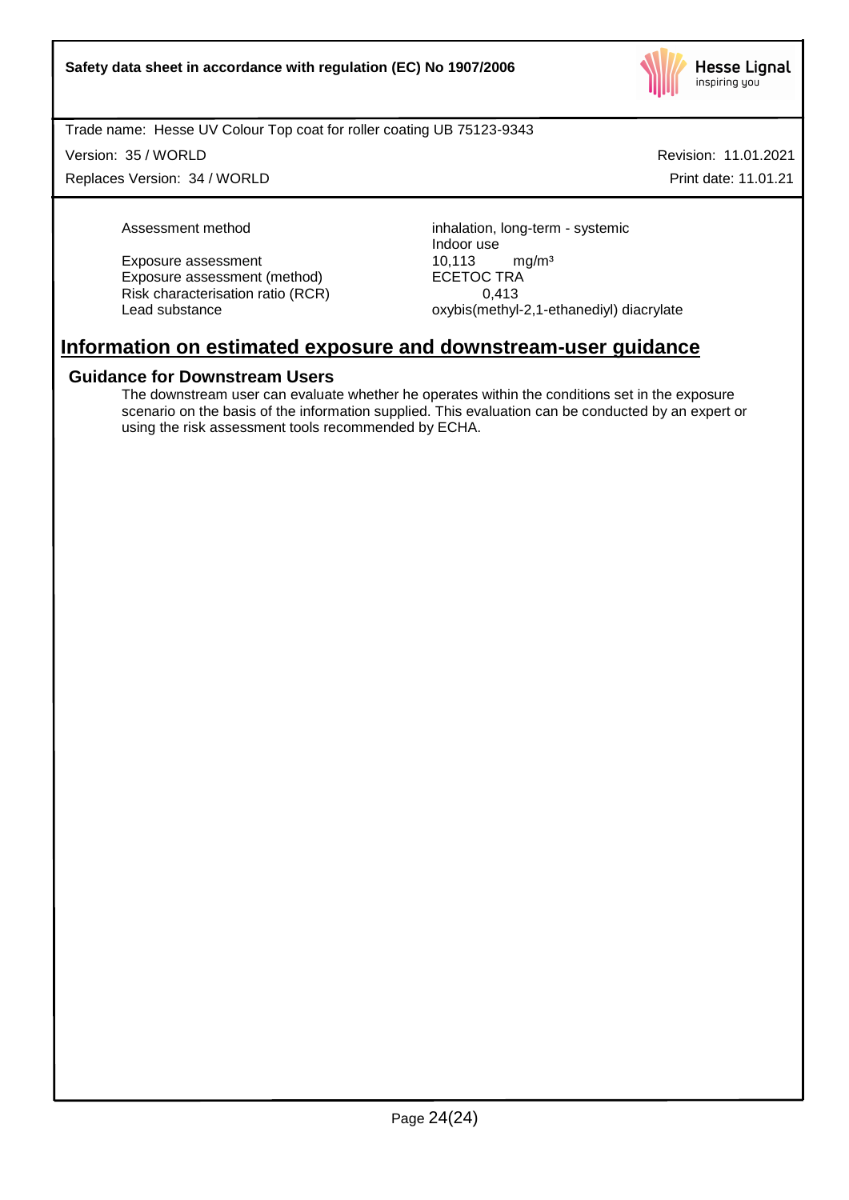| | |
|---|---|
| Assessment method | inhalation, long-term - systemic<br>Indoor use |
| Exposure assessment | 10,113 mg/m³ |
| Exposure assessment (method) | ECETOC TRA |
| Risk characterisation ratio (RCR) | 0,413 |
| Lead substance | oxybis(methyl-2,1-ethanediyl) diacrylate |

## Information on estimated exposure and downstream-user guidance

### Guidance for Downstream Users

The downstream user can evaluate whether he operates within the conditions set in the exposure scenario on the basis of the information supplied. This evaluation can be conducted by an expert or using the risk assessment tools recommended by ECHA.